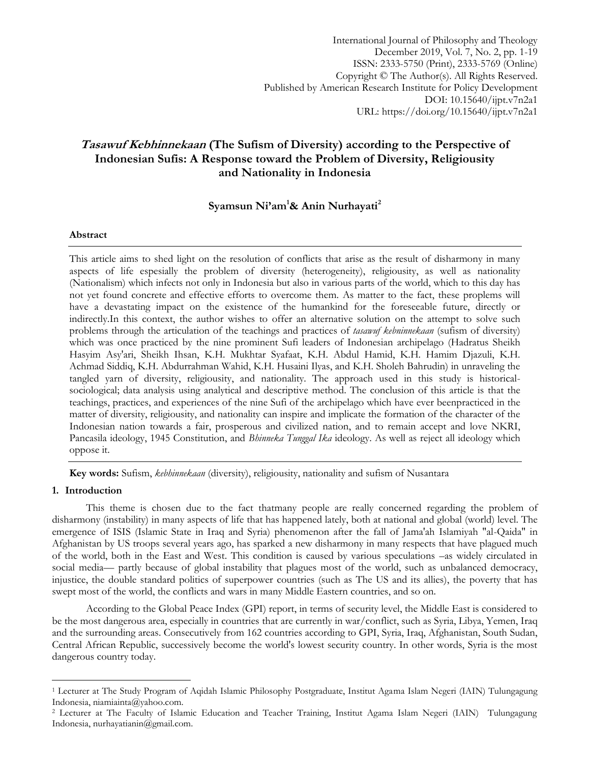# *Tasawuf Kebhinnekaan* (The Sufism of Diversity) according to the Perspective of Indonesian Sufis: A Response toward the Problem of Diversity, Religiousity and Nationality in Indonesia

**Syamsun Ni'am[1]& Anin Nurhayati[2]**

## Abstract

This article aims to shed light on the resolution of conflicts that arise as the result of disharmony in many aspects of life espesially the problem of diversity (heterogeneity), religiousity, as well as nationality (Nationalism) which infects not only in Indonesia but also in various parts of the world, which to this day has not yet found concrete and effective efforts to overcome them. As matter to the fact, these proplems will have a devastating impact on the existence of the humankind for the foreseeable future, directly or indirectly.In this context, the author wishes to offer an alternative solution on the attempt to solve such problems through the articulation of the teachings and practices of *tasawuf kebninnekaan* (sufism of diversity) which was once practiced by the nine prominent Sufi leaders of Indonesian archipelago (Hadratus Sheikh Hasyim Asy'ari, Sheikh Ihsan, K.H. Mukhtar Syafaat, K.H. Abdul Hamid, K.H. Hamim Djazuli, K.H. Achmad Siddiq, K.H. Abdurrahman Wahid, K.H. Husaini Ilyas, and K.H. Sholeh Bahrudin) in unraveling the tangled yarn of diversity, religiousity, and nationality. The approach used in this study is historical-sociological; data analysis using analytical and descriptive method. The conclusion of this article is that the teachings, practices, and experiences of the nine Sufi of the archipelago which have ever beenpracticed in the matter of diversity, religiousity, and nationality can inspire and implicate the formation of the character of the Indonesian nation towards a fair, prosperous and civilized nation, and to remain accept and love NKRI, Pancasila ideology, 1945 Constitution, and *Bhinneka Tunggal Ika* ideology. As well as reject all ideology which oppose it.

**Key words:** Sufism, *kebhinnekaan* (diversity), religiousity, nationality and sufism of Nusantara

## 1. Introduction

This theme is chosen due to the fact thatmany people are really concerned regarding the problem of disharmony (instability) in many aspects of life that has happened lately, both at national and global (world) level. The emergence of ISIS (Islamic State in Iraq and Syria) phenomenon after the fall of Jama'ah Islamiyah "al-Qaida" in Afghanistan by US troops several years ago, has sparked a new disharmony in many respects that have plagued much of the world, both in the East and West. This condition is caused by various speculations –as widely circulated in social media— partly because of global instability that plagues most of the world, such as unbalanced democracy, injustice, the double standard politics of superpower countries (such as The US and its allies), the poverty that has swept most of the world, the conflicts and wars in many Middle Eastern countries, and so on.

According to the Global Peace Index (GPI) report, in terms of security level, the Middle East is considered to be the most dangerous area, especially in countries that are currently in war/conflict, such as Syria, Libya, Yemen, Iraq and the surrounding areas. Consecutively from 162 countries according to GPI, Syria, Iraq, Afghanistan, South Sudan, Central African Republic, successively become the world's lowest security country. In other words, Syria is the most dangerous country today.

---

[1] Lecturer at The Study Program of Aqidah Islamic Philosophy Postgraduate, Institut Agama Islam Negeri (IAIN) Tulungagung Indonesia, niamiainta@yahoo.com.

[2] Lecturer at The Faculty of Islamic Education and Teacher Training, Institut Agama Islam Negeri (IAIN) Tulungagung Indonesia, nurhayatianin@gmail.com.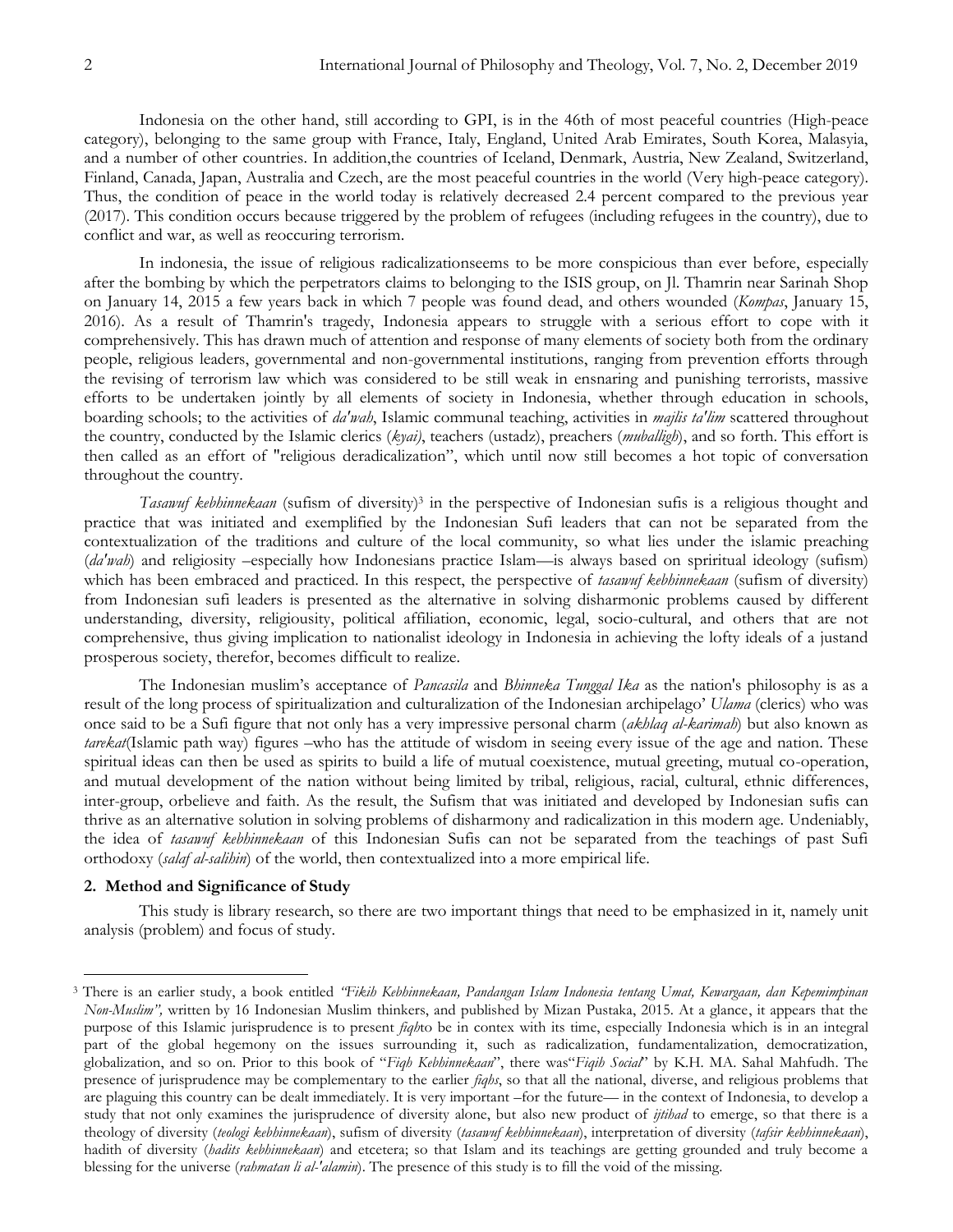Indonesia on the other hand, still according to GPI, is in the 46th of most peaceful countries (High-peace category), belonging to the same group with France, Italy, England, United Arab Emirates, South Korea, Malasyia, and a number of other countries. In addition,the countries of Iceland, Denmark, Austria, New Zealand, Switzerland, Finland, Canada, Japan, Australia and Czech, are the most peaceful countries in the world (Very high-peace category). Thus, the condition of peace in the world today is relatively decreased 2.4 percent compared to the previous year (2017). This condition occurs because triggered by the problem of refugees (including refugees in the country), due to conflict and war, as well as reoccuring terrorism.

In indonesia, the issue of religious radicalizationseems to be more conspicious than ever before, especially after the bombing by which the perpetrators claims to belonging to the ISIS group, on Jl. Thamrin near Sarinah Shop on January 14, 2015 a few years back in which 7 people was found dead, and others wounded (*Kompas*, January 15, 2016). As a result of Thamrin's tragedy, Indonesia appears to struggle with a serious effort to cope with it comprehensively. This has drawn much of attention and response of many elements of society both from the ordinary people, religious leaders, governmental and non-governmental institutions, ranging from prevention efforts through the revising of terrorism law which was considered to be still weak in ensnaring and punishing terrorists, massive efforts to be undertaken jointly by all elements of society in Indonesia, whether through education in schools, boarding schools; to the activities of *da'wah*, Islamic communal teaching, activities in *majlis ta'lim* scattered throughout the country, conducted by the Islamic clerics (*kyai*), teachers (ustadz), preachers (*muballigh*), and so forth. This effort is then called as an effort of "religious deradicalization", which until now still becomes a hot topic of conversation throughout the country.

*Tasawuf kebhinnekaan* (sufism of diversity)[3] in the perspective of Indonesian sufis is a religious thought and practice that was initiated and exemplified by the Indonesian Sufi leaders that can not be separated from the contextualization of the traditions and culture of the local community, so what lies under the islamic preaching (*da'wah*) and religiosity –especially how Indonesians practice Islam—is always based on spriritual ideology (sufism) which has been embraced and practiced. In this respect, the perspective of *tasawuf kebhinnekaan* (sufism of diversity) from Indonesian sufi leaders is presented as the alternative in solving disharmonic problems caused by different understanding, diversity, religiousity, political affiliation, economic, legal, socio-cultural, and others that are not comprehensive, thus giving implication to nationalist ideology in Indonesia in achieving the lofty ideals of a justand prosperous society, therefor, becomes difficult to realize.

The Indonesian muslim's acceptance of *Pancasila* and *Bhinneka Tunggal Ika* as the nation's philosophy is as a result of the long process of spiritualization and culturalization of the Indonesian archipelago' *Ulama* (clerics) who was once said to be a Sufi figure that not only has a very impressive personal charm (*akhlaq al-karimah*) but also known as *tarekat*(Islamic path way) figures –who has the attitude of wisdom in seeing every issue of the age and nation. These spiritual ideas can then be used as spirits to build a life of mutual coexistence, mutual greeting, mutual co-operation, and mutual development of the nation without being limited by tribal, religious, racial, cultural, ethnic differences, inter-group, orbelieve and faith. As the result, the Sufism that was initiated and developed by Indonesian sufis can thrive as an alternative solution in solving problems of disharmony and radicalization in this modern age. Undeniably, the idea of *tasawuf kebhinnekaan* of this Indonesian Sufis can not be separated from the teachings of past Sufi orthodoxy (*salaf al-salihin*) of the world, then contextualized into a more empirical life.

## 2. Method and Significance of Study

This study is library research, so there are two important things that need to be emphasized in it, namely unit analysis (problem) and focus of study.

---

[3] There is an earlier study, a book entitled *"Fikih Kebhinnekaan, Pandangan Islam Indonesia tentang Umat, Kewargaan, dan Kepemimpinan Non-Muslim",* written by 16 Indonesian Muslim thinkers, and published by Mizan Pustaka, 2015. At a glance, it appears that the purpose of this Islamic jurisprudence is to present *fiqh*to be in contex with its time, especially Indonesia which is in an integral part of the global hegemony on the issues surrounding it, such as radicalization, fundamentalization, democratization, globalization, and so on. Prior to this book of "*Fiqh Kebhinnekaan*", there was"*Fiqih Social*" by K.H. MA. Sahal Mahfudh. The presence of jurisprudence may be complementary to the earlier *fiqhs*, so that all the national, diverse, and religious problems that are plaguing this country can be dealt immediately. It is very important –for the future— in the context of Indonesia, to develop a study that not only examines the jurisprudence of diversity alone, but also new product of *ijtihad* to emerge, so that there is a theology of diversity (*teologi kebhinnekaan*), sufism of diversity (*tasawuf kebhinnekaan*), interpretation of diversity (*tafsir kebhinnekaan*), hadith of diversity (*hadits kebhinnekaan*) and etcetera; so that Islam and its teachings are getting grounded and truly become a blessing for the universe (*rahmatan li al-'alamin*). The presence of this study is to fill the void of the missing.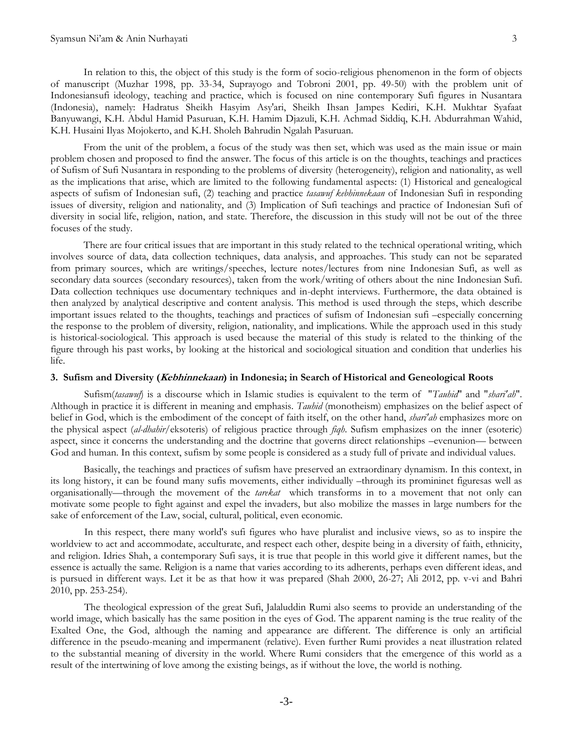In relation to this, the object of this study is the form of socio-religious phenomenon in the form of objects of manuscript (Muzhar 1998, pp. 33-34, Suprayogo and Tobroni 2001, pp. 49-50) with the problem unit of Indonesiansufi ideology, teaching and practice, which is focused on nine contemporary Sufi figures in Nusantara (Indonesia), namely: Hadratus Sheikh Hasyim Asy'ari, Sheikh Ihsan Jampes Kediri, K.H. Mukhtar Syafaat Banyuwangi, K.H. Abdul Hamid Pasuruan, K.H. Hamim Djazuli, K.H. Achmad Siddiq, K.H. Abdurrahman Wahid, K.H. Husaini Ilyas Mojokerto, and K.H. Sholeh Bahrudin Ngalah Pasuruan.

From the unit of the problem, a focus of the study was then set, which was used as the main issue or main problem chosen and proposed to find the answer. The focus of this article is on the thoughts, teachings and practices of Sufism of Sufi Nusantara in responding to the problems of diversity (heterogeneity), religion and nationality, as well as the implications that arise, which are limited to the following fundamental aspects: (1) Historical and genealogical aspects of sufism of Indonesian sufi, (2) teaching and practice *tasawuf kebhinnekaan* of Indonesian Sufi in responding issues of diversity, religion and nationality, and (3) Implication of Sufi teachings and practice of Indonesian Sufi of diversity in social life, religion, nation, and state. Therefore, the discussion in this study will not be out of the three focuses of the study.

There are four critical issues that are important in this study related to the technical operational writing, which involves source of data, data collection techniques, data analysis, and approaches. This study can not be separated from primary sources, which are writings/speeches, lecture notes/lectures from nine Indonesian Sufi, as well as secondary data sources (secondary resources), taken from the work/writing of others about the nine Indonesian Sufi. Data collection techniques use documentary techniques and in-depht interviews. Furthermore, the data obtained is then analyzed by analytical descriptive and content analysis. This method is used through the steps, which describe important issues related to the thoughts, teachings and practices of sufism of Indonesian sufi –especially concerning the response to the problem of diversity, religion, nationality, and implications. While the approach used in this study is historical-sociological. This approach is used because the material of this study is related to the thinking of the figure through his past works, by looking at the historical and sociological situation and condition that underlies his life.

### 3. Sufism and Diversity (*Kebhinnekaan*) in Indonesia; in Search of Historical and Geneological Roots

Sufism(*tasawuf*) is a discourse which in Islamic studies is equivalent to the term of "*Tauhid*" and "*shari'ah*". Although in practice it is different in meaning and emphasis. *Tauhid* (monotheism) emphasizes on the belief aspect of belief in God, which is the embodiment of the concept of faith itself, on the other hand, *shari'ah* emphasizes more on the physical aspect (*al-dhahir*/eksoteris) of religious practice through *fiqh*. Sufism emphasizes on the inner (esoteric) aspect, since it concerns the understanding and the doctrine that governs direct relationships –evenunion— between God and human. In this context, sufism by some people is considered as a study full of private and individual values.

Basically, the teachings and practices of sufism have preserved an extraordinary dynamism. In this context, in its long history, it can be found many sufis movements, either individually –through its prominінet figuresas well as organisationally—through the movement of the *tarekat* which transforms in to a movement that not only can motivate some people to fight against and expel the invaders, but also mobilize the masses in large numbers for the sake of enforcement of the Law, social, cultural, political, even economic.

In this respect, there many world's sufi figures who have pluralist and inclusive views, so as to inspire the worldview to act and accommodate, acculturate, and respect each other, despite being in a diversity of faith, ethnicity, and religion. Idries Shah, a contemporary Sufi says, it is true that people in this world give it different names, but the essence is actually the same. Religion is a name that varies according to its adherents, perhaps even different ideas, and is pursued in different ways. Let it be as that how it was prepared (Shah 2000, 26-27; Ali 2012, pp. v-vi and Bahri 2010, pp. 253-254).

The theological expression of the great Sufi, Jalaluddin Rumi also seems to provide an understanding of the world image, which basically has the same position in the eyes of God. The apparent naming is the true reality of the Exalted One, the God, although the naming and appearance are different. The difference is only an artificial difference in the pseudo-meaning and impermanent (relative). Even further Rumi provides a neat illustration related to the substantial meaning of diversity in the world. Where Rumi considers that the emergence of this world as a result of the intertwining of love among the existing beings, as if without the love, the world is nothing.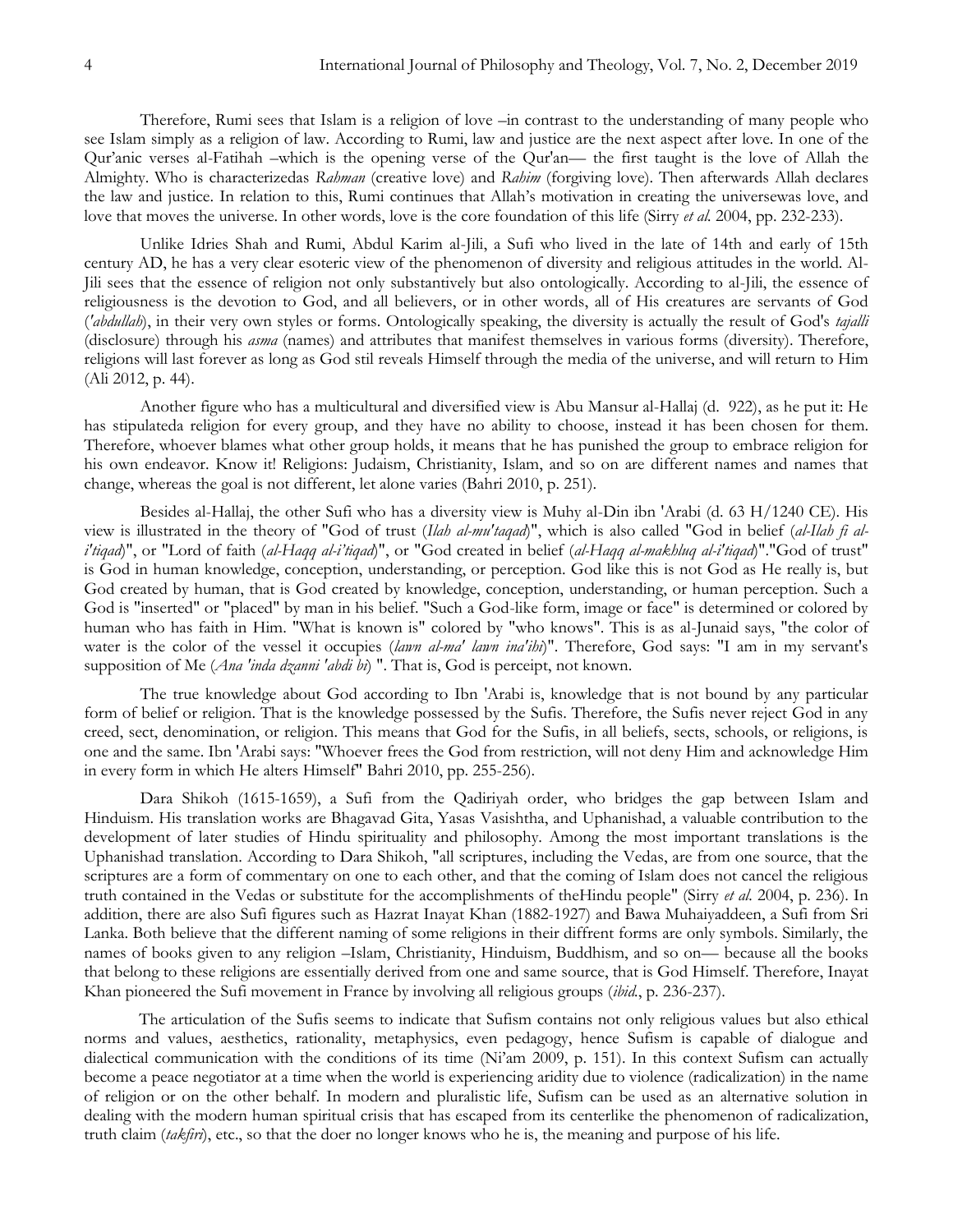Therefore, Rumi sees that Islam is a religion of love –in contrast to the understanding of many people who see Islam simply as a religion of law. According to Rumi, law and justice are the next aspect after love. In one of the Qur'anic verses al-Fatihah –which is the opening verse of the Qur'an— the first taught is the love of Allah the Almighty. Who is characterizedas *Rahman* (creative love) and *Rahim* (forgiving love). Then afterwards Allah declares the law and justice. In relation to this, Rumi continues that Allah's motivation in creating the universewas love, and love that moves the universe. In other words, love is the core foundation of this life (Sirry *et al.* 2004, pp. 232-233).

Unlike Idries Shah and Rumi, Abdul Karim al-Jili, a Sufi who lived in the late of 14th and early of 15th century AD, he has a very clear esoteric view of the phenomenon of diversity and religious attitudes in the world. Al-Jili sees that the essence of religion not only substantively but also ontologically. According to al-Jili, the essence of religiousness is the devotion to God, and all believers, or in other words, all of His creatures are servants of God (*'abdullah*), in their very own styles or forms. Ontologically speaking, the diversity is actually the result of God's *tajalli* (disclosure) through his *asma* (names) and attributes that manifest themselves in various forms (diversity). Therefore, religions will last forever as long as God stil reveals Himself through the media of the universe, and will return to Him (Ali 2012, p. 44).

Another figure who has a multicultural and diversified view is Abu Mansur al-Hallaj (d. 922), as he put it: He has stipulateda religion for every group, and they have no ability to choose, instead it has been chosen for them. Therefore, whoever blames what other group holds, it means that he has punished the group to embrace religion for his own endeavor. Know it! Religions: Judaism, Christianity, Islam, and so on are different names and names that change, whereas the goal is not different, let alone varies (Bahri 2010, p. 251).

Besides al-Hallaj, the other Sufi who has a diversity view is Muhy al-Din ibn 'Arabi (d. 63 H/1240 CE). His view is illustrated in the theory of "God of trust (*Ilah al-mu'taqad*)", which is also called "God in belief (*al-Ilah fi al-i'tiqad*)", or "Lord of faith (*al-Haqq al-i'tiqad*)", or "God created in belief (*al-Haqq al-makhluq al-i'tiqad*)"."God of trust" is God in human knowledge, conception, understanding, or perception. God like this is not God as He really is, but God created by human, that is God created by knowledge, conception, understanding, or human perception. Such a God is "inserted" or "placed" by man in his belief. "Such a God-like form, image or face" is determined or colored by human who has faith in Him. "What is known is" colored by "who knows". This is as al-Junaid says, "the color of water is the color of the vessel it occupies (*lawn al-ma' lawn ina'ihi*)". Therefore, God says: "I am in my servant's supposition of Me (*Ana 'inda dzanni 'abdi bi*) ". That is, God is perceipt, not known.

The true knowledge about God according to Ibn 'Arabi is, knowledge that is not bound by any particular form of belief or religion. That is the knowledge possessed by the Sufis. Therefore, the Sufis never reject God in any creed, sect, denomination, or religion. This means that God for the Sufis, in all beliefs, sects, schools, or religions, is one and the same. Ibn 'Arabi says: "Whoever frees the God from restriction, will not deny Him and acknowledge Him in every form in which He alters Himself" Bahri 2010, pp. 255-256).

Dara Shikoh (1615-1659), a Sufi from the Qadiriyah order, who bridges the gap between Islam and Hinduism. His translation works are Bhagavad Gita, Yasas Vasishtha, and Uphanishad, a valuable contribution to the development of later studies of Hindu spirituality and philosophy. Among the most important translations is the Uphanishad translation. According to Dara Shikoh, "all scriptures, including the Vedas, are from one source, that the scriptures are a form of commentary on one to each other, and that the coming of Islam does not cancel the religious truth contained in the Vedas or substitute for the accomplishments of theHindu people" (Sirry *et al.* 2004, p. 236). In addition, there are also Sufi figures such as Hazrat Inayat Khan (1882-1927) and Bawa Muhaiyaddeen, a Sufi from Sri Lanka. Both believe that the different naming of some religions in their diffrent forms are only symbols. Similarly, the names of books given to any religion –Islam, Christianity, Hinduism, Buddhism, and so on— because all the books that belong to these religions are essentially derived from one and same source, that is God Himself. Therefore, Inayat Khan pioneered the Sufi movement in France by involving all religious groups (*ibid.*, p. 236-237).

The articulation of the Sufis seems to indicate that Sufism contains not only religious values but also ethical norms and values, aesthetics, rationality, metaphysics, even pedagogy, hence Sufism is capable of dialogue and dialectical communication with the conditions of its time (Ni'am 2009, p. 151). In this context Sufism can actually become a peace negotiator at a time when the world is experiencing aridity due to violence (radicalization) in the name of religion or on the other behalf. In modern and pluralistic life, Sufism can be used as an alternative solution in dealing with the modern human spiritual crisis that has escaped from its centerlike the phenomenon of radicalization, truth claim (*takfiri*), etc., so that the doer no longer knows who he is, the meaning and purpose of his life.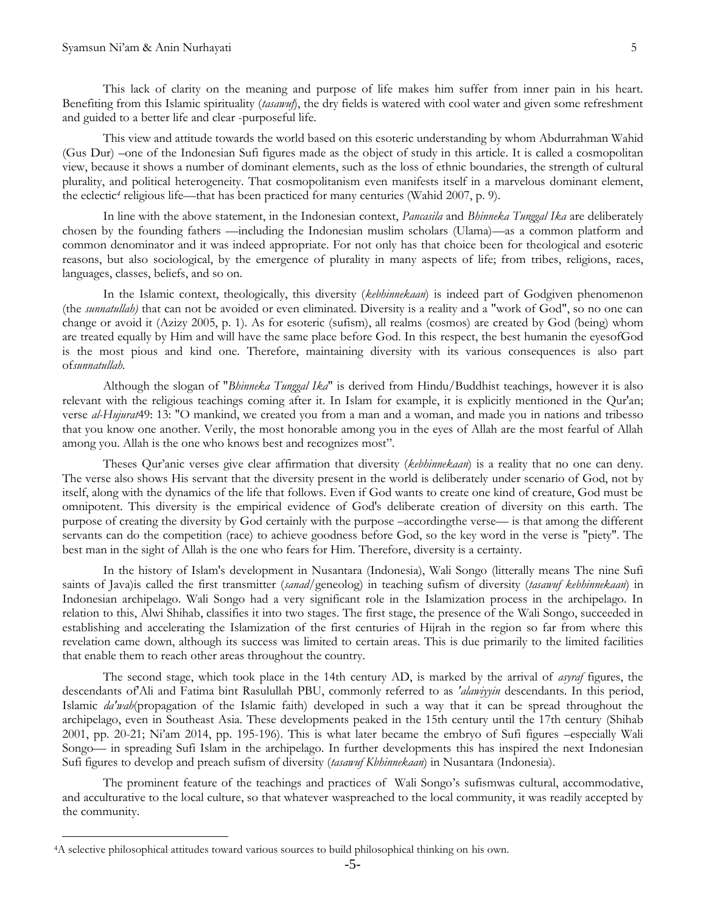This lack of clarity on the meaning and purpose of life makes him suffer from inner pain in his heart. Benefiting from this Islamic spirituality (*tasawuf*), the dry fields is watered with cool water and given some refreshment and guided to a better life and clear -purposeful life.

This view and attitude towards the world based on this esoteric understanding by whom Abdurrahman Wahid (Gus Dur) –one of the Indonesian Sufi figures made as the object of study in this article. It is called a cosmopolitan view, because it shows a number of dominant elements, such as the loss of ethnic boundaries, the strength of cultural plurality, and political heterogeneity. That cosmopolitanism even manifests itself in a marvelous dominant element, the eclectic[4] religious life—that has been practiced for many centuries (Wahid 2007, p. 9).

In line with the above statement, in the Indonesian context, *Pancasila* and *Bhinneka Tunggal Ika* are deliberately chosen by the founding fathers —including the Indonesian muslim scholars (Ulama)—as a common platform and common denominator and it was indeed appropriate. For not only has that choice been for theological and esoteric reasons, but also sociological, by the emergence of plurality in many aspects of life; from tribes, religions, races, languages, classes, beliefs, and so on.

In the Islamic context, theologically, this diversity (*kebhinnekaan*) is indeed part of Godgiven phenomenon (the *sunnatullah)* that can not be avoided or even eliminated. Diversity is a reality and a "work of God", so no one can change or avoid it (Azizy 2005, p. 1). As for esoteric (sufism), all realms (cosmos) are created by God (being) whom are treated equally by Him and will have the same place before God. In this respect, the best humanin the eyesofGod is the most pious and kind one. Therefore, maintaining diversity with its various consequences is also part of*sunnatullah*.

Although the slogan of "*Bhinneka Tunggal Ika*" is derived from Hindu/Buddhist teachings, however it is also relevant with the religious teachings coming after it. In Islam for example, it is explicitly mentioned in the Qur'an; verse *al-Hujurat*49: 13: "O mankind, we created you from a man and a woman, and made you in nations and tribesso that you know one another. Verily, the most honorable among you in the eyes of Allah are the most fearful of Allah among you. Allah is the one who knows best and recognizes most".

Theses Qur'anic verses give clear affirmation that diversity (*kebhinnekaan*) is a reality that no one can deny. The verse also shows His servant that the diversity present in the world is deliberately under scenario of God, not by itself, along with the dynamics of the life that follows. Even if God wants to create one kind of creature, God must be omnipotent. This diversity is the empirical evidence of God's deliberate creation of diversity on this earth. The purpose of creating the diversity by God certainly with the purpose –accordingthe verse— is that among the different servants can do the competition (race) to achieve goodness before God, so the key word in the verse is "piety". The best man in the sight of Allah is the one who fears for Him. Therefore, diversity is a certainty.

In the history of Islam's development in Nusantara (Indonesia), Wali Songo (litterally means The nine Sufi saints of Java)is called the first transmitter (*sanad*/geneolog) in teaching sufism of diversity (*tasawuf kebhinnekaan*) in Indonesian archipelago. Wali Songo had a very significant role in the Islamization process in the archipelago. In relation to this, Alwi Shihab, classifies it into two stages. The first stage, the presence of the Wali Songo, succeeded in establishing and accelerating the Islamization of the first centuries of Hijrah in the region so far from where this revelation came down, although its success was limited to certain areas. This is due primarily to the limited facilities that enable them to reach other areas throughout the country.

The second stage, which took place in the 14th century AD, is marked by the arrival of *asyraf* figures, the descendants of'Ali and Fatima bint Rasulullah PBU, commonly referred to as *'alawiyyin* descendants. In this period, Islamic *da'wah*(propagation of the Islamic faith) developed in such a way that it can be spread throughout the archipelago, even in Southeast Asia. These developments peaked in the 15th century until the 17th century (Shihab 2001, pp. 20-21; Ni'am 2014, pp. 195-196). This is what later became the embryo of Sufi figures –especially Wali Songo— in spreading Sufi Islam in the archipelago. In further developments this has inspired the next Indonesian Sufi figures to develop and preach sufism of diversity (*tasawuf Kbhinnekaan*) in Nusantara (Indonesia).

The prominent feature of the teachings and practices of Wali Songo's sufismwas cultural, accommodative, and acculturative to the local culture, so that whatever waspreached to the local community, it was readily accepted by the community.

[4]A selective philosophical attitudes toward various sources to build philosophical thinking on his own.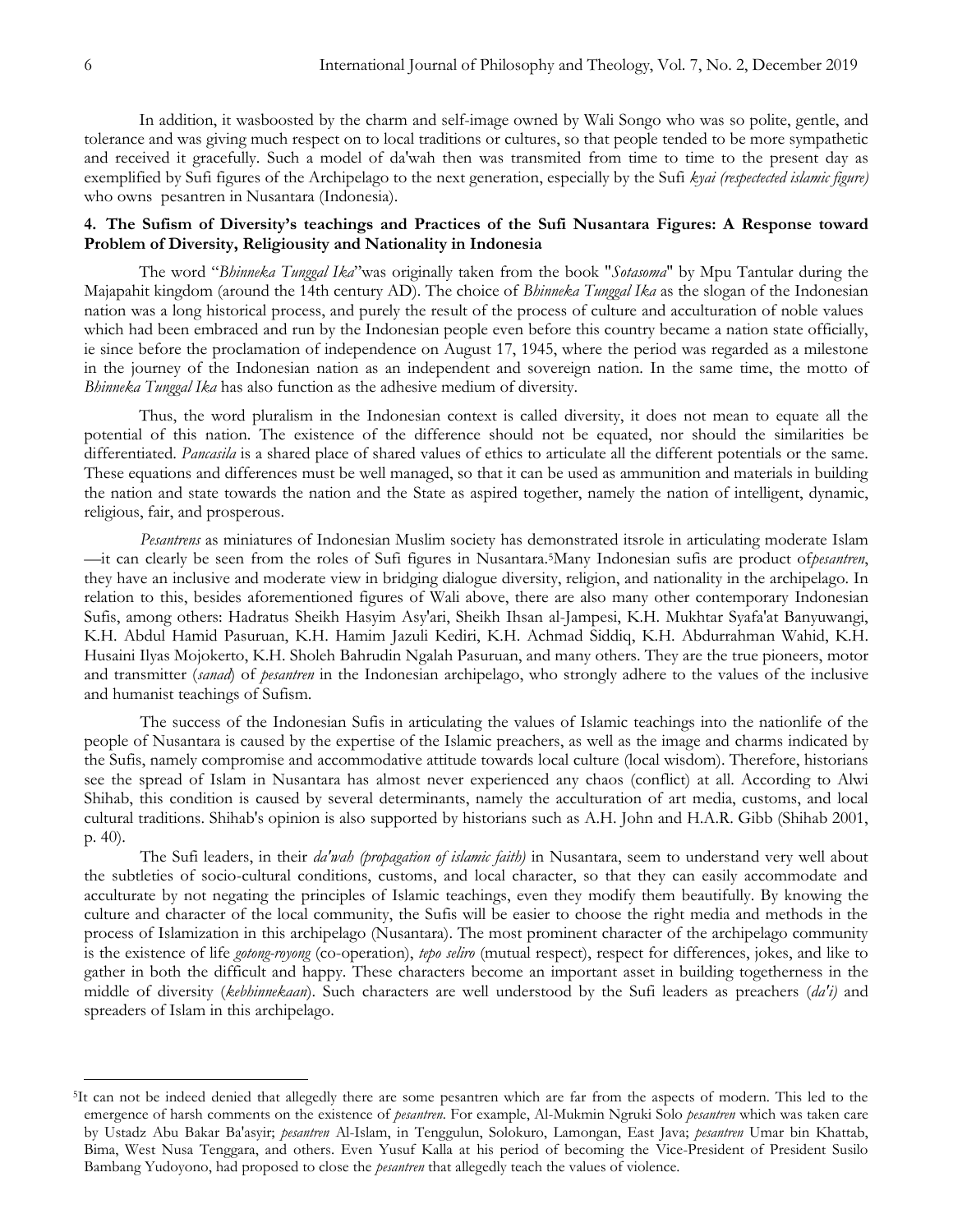In addition, it wasboosted by the charm and self-image owned by Wali Songo who was so polite, gentle, and tolerance and was giving much respect on to local traditions or cultures, so that people tended to be more sympathetic and received it gracefully. Such a model of da'wah then was transmited from time to time to the present day as exemplified by Sufi figures of the Archipelago to the next generation, especially by the Sufi *kyai (respectected islamic figure)* who owns pesantren in Nusantara (Indonesia).

### 4. The Sufism of Diversity's teachings and Practices of the Sufi Nusantara Figures: A Response toward Problem of Diversity, Religiousity and Nationality in Indonesia

The word "*Bhinneka Tunggal Ika*"was originally taken from the book "*Sotasoma*" by Mpu Tantular during the Majapahit kingdom (around the 14th century AD). The choice of *Bhinneka Tunggal Ika* as the slogan of the Indonesian nation was a long historical process, and purely the result of the process of culture and acculturation of noble values which had been embraced and run by the Indonesian people even before this country became a nation state officially, ie since before the proclamation of independence on August 17, 1945, where the period was regarded as a milestone in the journey of the Indonesian nation as an independent and sovereign nation. In the same time, the motto of *Bhinneka Tunggal Ika* has also function as the adhesive medium of diversity.

Thus, the word pluralism in the Indonesian context is called diversity, it does not mean to equate all the potential of this nation. The existence of the difference should not be equated, nor should the similarities be differentiated. *Pancasila* is a shared place of shared values of ethics to articulate all the different potentials or the same. These equations and differences must be well managed, so that it can be used as ammunition and materials in building the nation and state towards the nation and the State as aspired together, namely the nation of intelligent, dynamic, religious, fair, and prosperous.

*Pesantrens* as miniatures of Indonesian Muslim society has demonstrated itsrole in articulating moderate Islam —it can clearly be seen from the roles of Sufi figures in Nusantara.[5]Many Indonesian sufis are product of*pesantren*, they have an inclusive and moderate view in bridging dialogue diversity, religion, and nationality in the archipelago. In relation to this, besides aforementioned figures of Wali above, there are also many other contemporary Indonesian Sufis, among others: Hadratus Sheikh Hasyim Asy'ari, Sheikh Ihsan al-Jampesi, K.H. Mukhtar Syafa'at Banyuwangi, K.H. Abdul Hamid Pasuruan, K.H. Hamim Jazuli Kediri, K.H. Achmad Siddiq, K.H. Abdurrahman Wahid, K.H. Husaini Ilyas Mojokerto, K.H. Sholeh Bahrudin Ngalah Pasuruan, and many others. They are the true pioneers, motor and transmitter (*sanad*) of *pesantren* in the Indonesian archipelago, who strongly adhere to the values of the inclusive and humanist teachings of Sufism.

The success of the Indonesian Sufis in articulating the values of Islamic teachings into the nationlife of the people of Nusantara is caused by the expertise of the Islamic preachers, as well as the image and charms indicated by the Sufis, namely compromise and accommodative attitude towards local culture (local wisdom). Therefore, historians see the spread of Islam in Nusantara has almost never experienced any chaos (conflict) at all. According to Alwi Shihab, this condition is caused by several determinants, namely the acculturation of art media, customs, and local cultural traditions. Shihab's opinion is also supported by historians such as A.H. John and H.A.R. Gibb (Shihab 2001, p. 40).

The Sufi leaders, in their *da'wah (propagation of islamic faith)* in Nusantara, seem to understand very well about the subtleties of socio-cultural conditions, customs, and local character, so that they can easily accommodate and acculturate by not negating the principles of Islamic teachings, even they modify them beautifully. By knowing the culture and character of the local community, the Sufis will be easier to choose the right media and methods in the process of Islamization in this archipelago (Nusantara). The most prominent character of the archipelago community is the existence of life *gotong-royong* (co-operation), *tepo seliro* (mutual respect), respect for differences, jokes, and like to gather in both the difficult and happy. These characters become an important asset in building togetherness in the middle of diversity (*kebhinnekaan*). Such characters are well understood by the Sufi leaders as preachers (*da'i)* and spreaders of Islam in this archipelago.

---

[5]It can not be indeed denied that allegedly there are some pesantren which are far from the aspects of modern. This led to the emergence of harsh comments on the existence of *pesantren*. For example, Al-Mukmin Ngruki Solo *pesantren* which was taken care by Ustadz Abu Bakar Ba'asyir; *pesantren* Al-Islam, in Tenggulun, Solokuro, Lamongan, East Java; *pesantren* Umar bin Khattab, Bima, West Nusa Tenggara, and others. Even Yusuf Kalla at his period of becoming the Vice-President of President Susilo Bambang Yudoyono, had proposed to close the *pesantren* that allegedly teach the values of violence.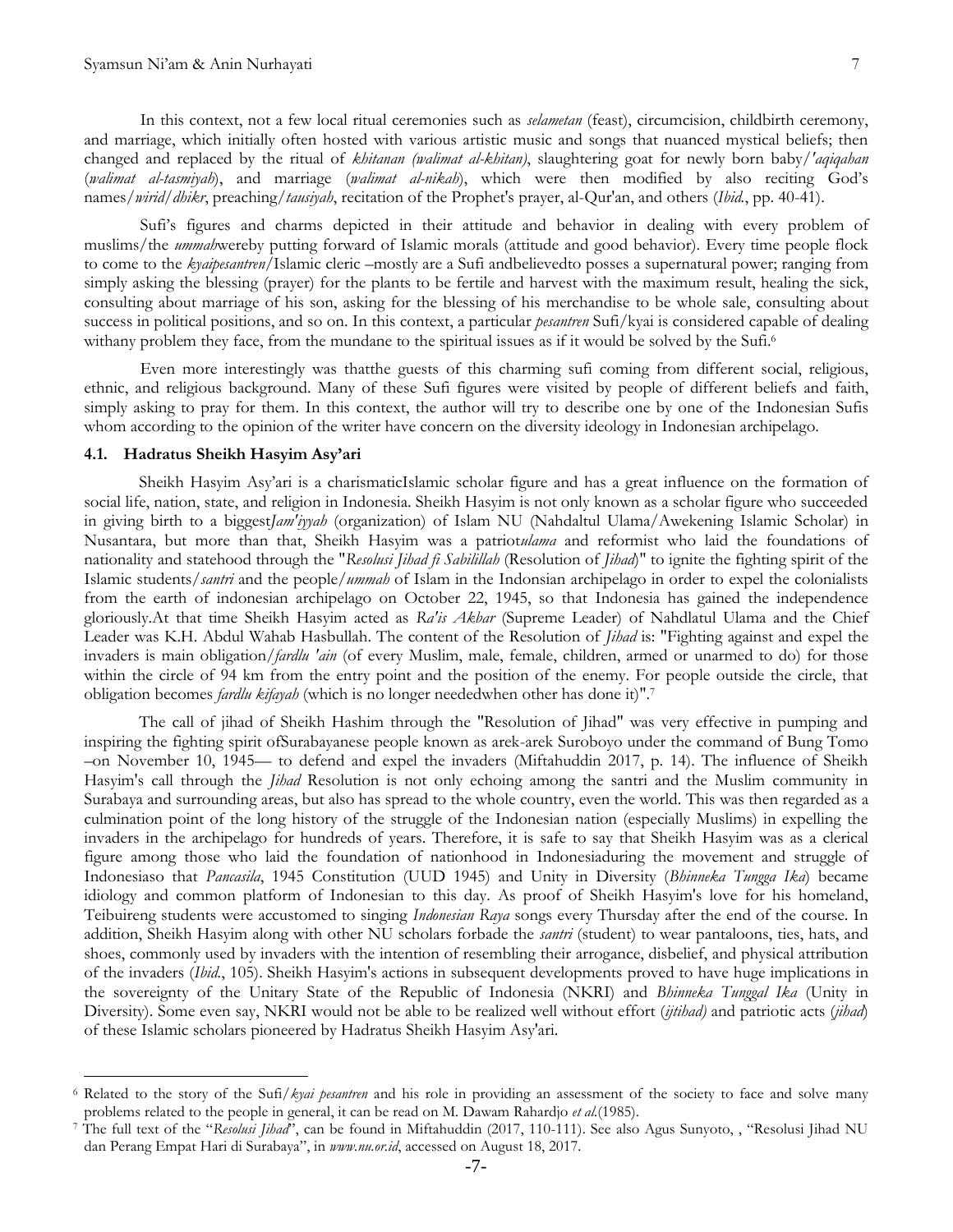In this context, not a few local ritual ceremonies such as *selametan* (feast), circumcision, childbirth ceremony, and marriage, which initially often hosted with various artistic music and songs that nuanced mystical beliefs; then changed and replaced by the ritual of *khitanan (walimat al-khitan)*, slaughtering goat for newly born baby/*'aqiqahan* (*walimat al-tasmiyah*), and marriage (*walimat al-nikah*), which were then modified by also reciting God's names/*wirid*/*dhikr*, preaching/*tausiyah*, recitation of the Prophet's prayer, al-Qur'an, and others (*Ibid.*, pp. 40-41).

Sufi's figures and charms depicted in their attitude and behavior in dealing with every problem of muslims/the *ummah*wereby putting forward of Islamic morals (attitude and good behavior). Every time people flock to come to the *kyaipesantren*/Islamic cleric –mostly are a Sufi andbelievedto posses a supernatural power; ranging from simply asking the blessing (prayer) for the plants to be fertile and harvest with the maximum result, healing the sick, consulting about marriage of his son, asking for the blessing of his merchandise to be whole sale, consulting about success in political positions, and so on. In this context, a particular *pesantren* Sufi/kyai is considered capable of dealing withany problem they face, from the mundane to the spiritual issues as if it would be solved by the Sufi.[6]

Even more interestingly was thatthe guests of this charming sufi coming from different social, religious, ethnic, and religious background. Many of these Sufi figures were visited by people of different beliefs and faith, simply asking to pray for them. In this context, the author will try to describe one by one of the Indonesian Sufis whom according to the opinion of the writer have concern on the diversity ideology in Indonesian archipelago.

### 4.1. Hadratus Sheikh Hasyim Asy'ari

Sheikh Hasyim Asy'ari is a charismaticIslamic scholar figure and has a great influence on the formation of social life, nation, state, and religion in Indonesia. Sheikh Hasyim is not only known as a scholar figure who succeeded in giving birth to a biggest*Jam'iyyah* (organization) of Islam NU (Nahdaltul Ulama/Awekening Islamic Scholar) in Nusantara, but more than that, Sheikh Hasyim was a patriot*ulama* and reformist who laid the foundations of nationality and statehood through the "*Resolusi Jihad fi Sabilillah* (Resolution of *Jihad*)" to ignite the fighting spirit of the Islamic students/*santri* and the people/*ummah* of Islam in the Indonsian archipelago in order to expel the colonialists from the earth of indonesian archipelago on October 22, 1945, so that Indonesia has gained the independence gloriously.At that time Sheikh Hasyim acted as *Ra'is Akbar* (Supreme Leader) of Nahdlatul Ulama and the Chief Leader was K.H. Abdul Wahab Hasbullah. The content of the Resolution of *Jihad* is: "Fighting against and expel the invaders is main obligation/*fardlu 'ain* (of every Muslim, male, female, children, armed or unarmed to do) for those within the circle of 94 km from the entry point and the position of the enemy. For people outside the circle, that obligation becomes *fardlu kifayah* (which is no longer neededwhen other has done it)".[7]

The call of jihad of Sheikh Hashim through the "Resolution of Jihad" was very effective in pumping and inspiring the fighting spirit ofSurabayanese people known as arek-arek Suroboyo under the command of Bung Tomo –on November 10, 1945— to defend and expel the invaders (Miftahuddin 2017, p. 14). The influence of Sheikh Hasyim's call through the *Jihad* Resolution is not only echoing among the santri and the Muslim community in Surabaya and surrounding areas, but also has spread to the whole country, even the world. This was then regarded as a culmination point of the long history of the struggle of the Indonesian nation (especially Muslims) in expelling the invaders in the archipelago for hundreds of years. Therefore, it is safe to say that Sheikh Hasyim was as a clerical figure among those who laid the foundation of nationhood in Indonesiaduring the movement and struggle of Indonesiaso that *Pancasila*, 1945 Constitution (UUD 1945) and Unity in Diversity (*Bhinneka Tungga Ika*) became idiology and common platform of Indonesian to this day. As proof of Sheikh Hasyim's love for his homeland, Teibuireng students were accustomed to singing *Indonesian Raya* songs every Thursday after the end of the course. In addition, Sheikh Hasyim along with other NU scholars forbade the *santri* (student) to wear pantaloons, ties, hats, and shoes, commonly used by invaders with the intention of resembling their arrogance, disbelief, and physical attribution of the invaders (*Ibid.*, 105). Sheikh Hasyim's actions in subsequent developments proved to have huge implications in the sovereignty of the Unitary State of the Republic of Indonesia (NKRI) and *Bhinneka Tunggal Ika* (Unity in Diversity). Some even say, NKRI would not be able to be realized well without effort (*ijtihad)* and patriotic acts (*jihad*) of these Islamic scholars pioneered by Hadratus Sheikh Hasyim Asy'ari.

---

[6] Related to the story of the Sufi/*kyai pesantren* and his role in providing an assessment of the society to face and solve many problems related to the people in general, it can be read on M. Dawam Rahardjo *et al.*(1985).

[7] The full text of the "*Resolusi Jihad*", can be found in Miftahuddin (2017, 110-111). See also Agus Sunyoto, , "Resolusi Jihad NU dan Perang Empat Hari di Surabaya", in *www.nu.or.id*, accessed on August 18, 2017.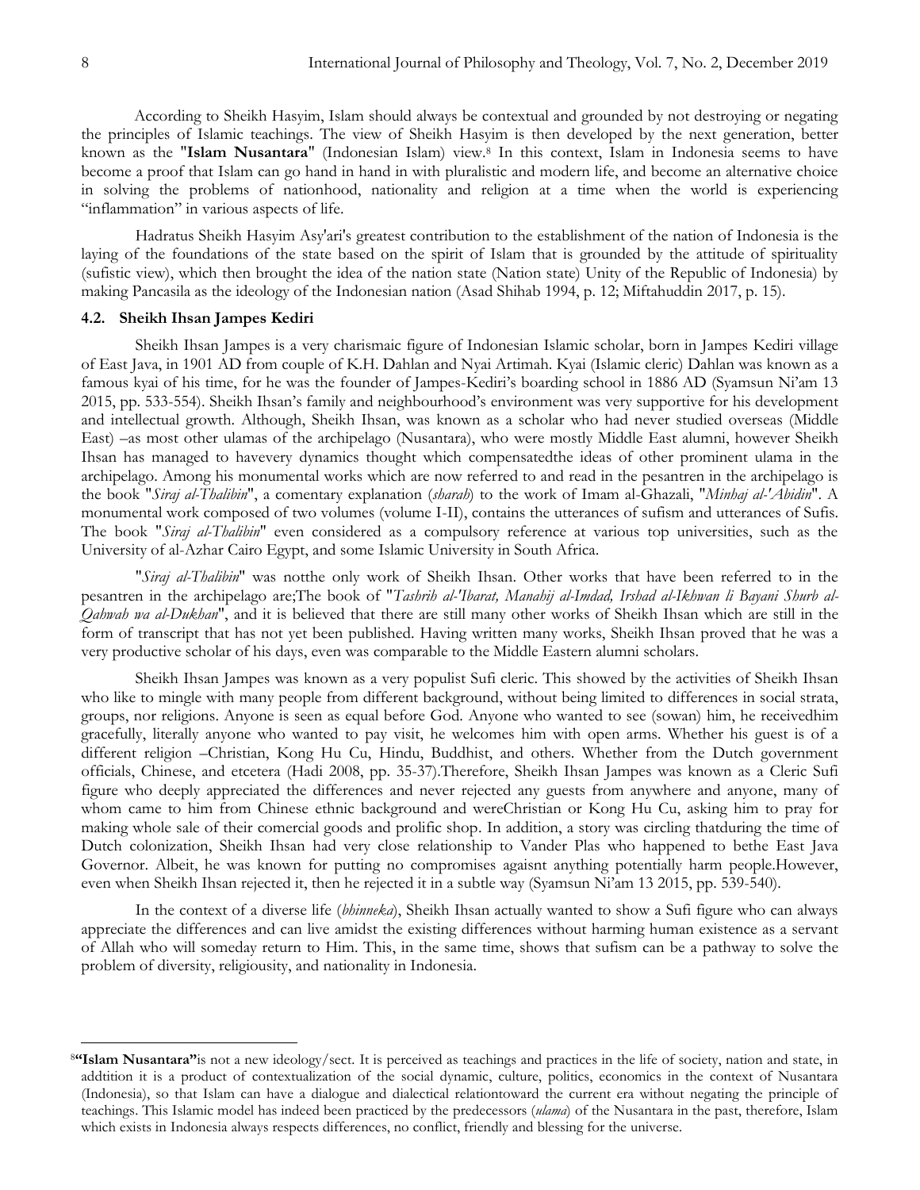According to Sheikh Hasyim, Islam should always be contextual and grounded by not destroying or negating the principles of Islamic teachings. The view of Sheikh Hasyim is then developed by the next generation, better known as the "**Islam Nusantara**" (Indonesian Islam) view.[8] In this context, Islam in Indonesia seems to have become a proof that Islam can go hand in hand in with pluralistic and modern life, and become an alternative choice in solving the problems of nationhood, nationality and religion at a time when the world is experiencing "inflammation" in various aspects of life.

Hadratus Sheikh Hasyim Asy'ari's greatest contribution to the establishment of the nation of Indonesia is the laying of the foundations of the state based on the spirit of Islam that is grounded by the attitude of spirituality (sufistic view), which then brought the idea of the nation state (Nation state) Unity of the Republic of Indonesia) by making Pancasila as the ideology of the Indonesian nation (Asad Shihab 1994, p. 12; Miftahuddin 2017, p. 15).

### 4.2. Sheikh Ihsan Jampes Kediri

Sheikh Ihsan Jampes is a very charismaic figure of Indonesian Islamic scholar, born in Jampes Kediri village of East Java, in 1901 AD from couple of K.H. Dahlan and Nyai Artimah. Kyai (Islamic cleric) Dahlan was known as a famous kyai of his time, for he was the founder of Jampes-Kediri's boarding school in 1886 AD (Syamsun Ni'am 13 2015, pp. 533-554). Sheikh Ihsan's family and neighbourhood's environment was very supportive for his development and intellectual growth. Although, Sheikh Ihsan, was known as a scholar who had never studied overseas (Middle East) –as most other ulamas of the archipelago (Nusantara), who were mostly Middle East alumni, however Sheikh Ihsan has managed to havevery dynamics thought which compensatedthe ideas of other prominent ulama in the archipelago. Among his monumental works which are now referred to and read in the pesantren in the archipelago is the book "*Siraj al-Thalibin*", a comentary explanation (*sharah*) to the work of Imam al-Ghazali, "*Minhaj al-'Abidin*". A monumental work composed of two volumes (volume I-II), contains the utterances of sufism and utterances of Sufis. The book "*Siraj al-Thalibin*" even considered as a compulsory reference at various top universities, such as the University of al-Azhar Cairo Egypt, and some Islamic University in South Africa.

"*Siraj al-Thalibin*" was notthe only work of Sheikh Ihsan. Other works that have been referred to in the pesantren in the archipelago are;The book of "*Tashrih al-'Ibarat, Manahij al-Imdad, Irshad al-Ikhwan li Bayani Shurb al-Qahwah wa al-Dukhan*", and it is believed that there are still many other works of Sheikh Ihsan which are still in the form of transcript that has not yet been published. Having written many works, Sheikh Ihsan proved that he was a very productive scholar of his days, even was comparable to the Middle Eastern alumni scholars.

Sheikh Ihsan Jampes was known as a very populist Sufi cleric. This showed by the activities of Sheikh Ihsan who like to mingle with many people from different background, without being limited to differences in social strata, groups, nor religions. Anyone is seen as equal before God. Anyone who wanted to see (sowan) him, he receivedhim gracefully, literally anyone who wanted to pay visit, he welcomes him with open arms. Whether his guest is of a different religion –Christian, Kong Hu Cu, Hindu, Buddhist, and others. Whether from the Dutch government officials, Chinese, and etcetera (Hadi 2008, pp. 35-37).Therefore, Sheikh Ihsan Jampes was known as a Cleric Sufi figure who deeply appreciated the differences and never rejected any guests from anywhere and anyone, many of whom came to him from Chinese ethnic background and wereChristian or Kong Hu Cu, asking him to pray for making whole sale of their comercial goods and prolific shop. In addition, a story was circling thatduring the time of Dutch colonization, Sheikh Ihsan had very close relationship to Vander Plas who happened to bethe East Java Governor. Albeit, he was known for putting no compromises agaisnt anything potentially harm people.However, even when Sheikh Ihsan rejected it, then he rejected it in a subtle way (Syamsun Ni'am 13 2015, pp. 539-540).

In the context of a diverse life (*bhinneka*), Sheikh Ihsan actually wanted to show a Sufi figure who can always appreciate the differences and can live amidst the existing differences without harming human existence as a servant of Allah who will someday return to Him. This, in the same time, shows that sufism can be a pathway to solve the problem of diversity, religiousity, and nationality in Indonesia.

---

[8]**"Islam Nusantara"**is not a new ideology/sect. It is perceived as teachings and practices in the life of society, nation and state, in addtition it is a product of contextualization of the social dynamic, culture, politics, economics in the context of Nusantara (Indonesia), so that Islam can have a dialogue and dialectical relationtoward the current era without negating the principle of teachings. This Islamic model has indeed been practiced by the predecessors (*ulama*) of the Nusantara in the past, therefore, Islam which exists in Indonesia always respects differences, no conflict, friendly and blessing for the universe.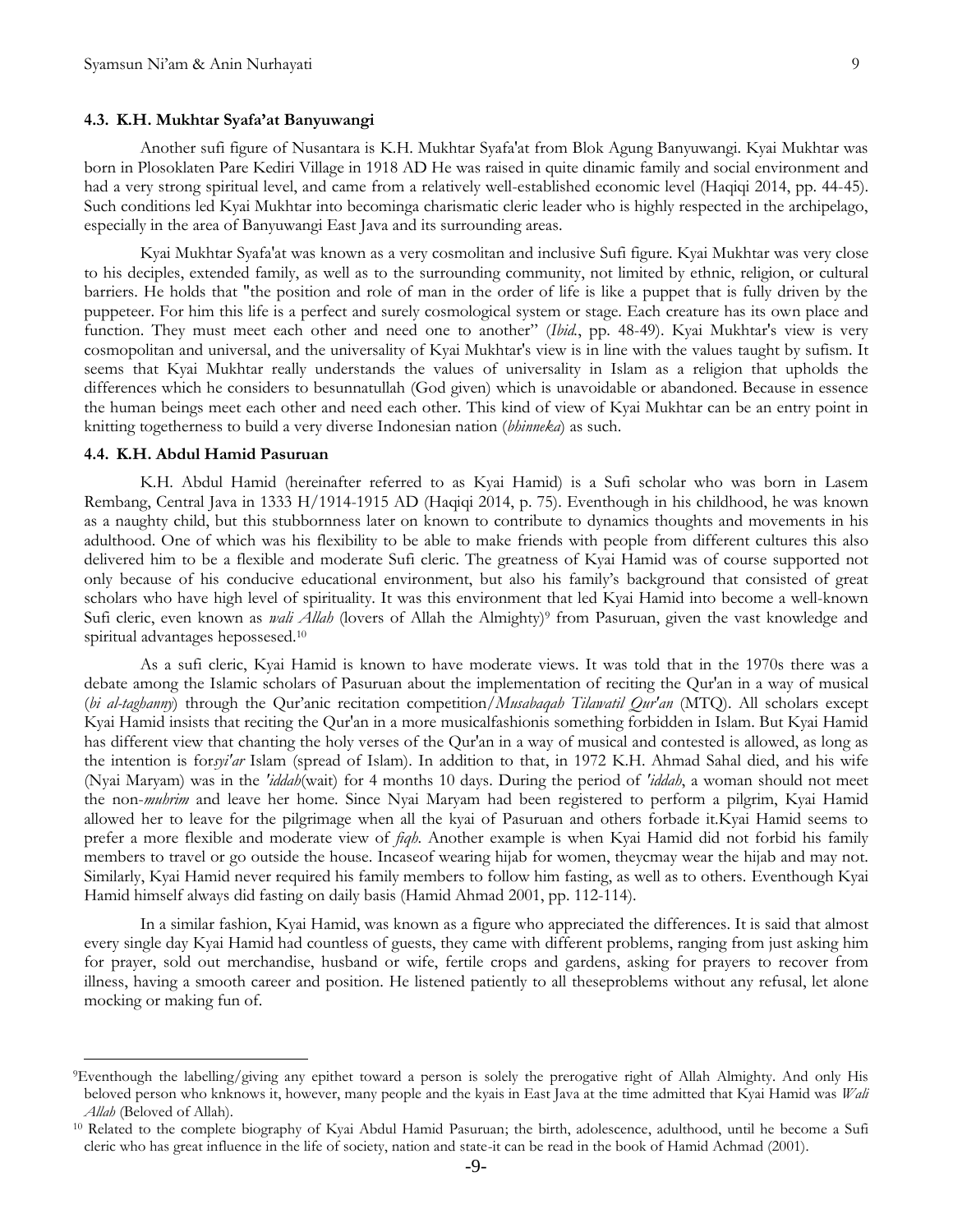### 4.3. K.H. Mukhtar Syafa'at Banyuwangi

Another sufi figure of Nusantara is K.H. Mukhtar Syafa'at from Blok Agung Banyuwangi. Kyai Mukhtar was born in Plosoklaten Pare Kediri Village in 1918 AD He was raised in quite dinamic family and social environment and had a very strong spiritual level, and came from a relatively well-established economic level (Haqiqi 2014, pp. 44-45). Such conditions led Kyai Mukhtar into becominga charismatic cleric leader who is highly respected in the archipelago, especially in the area of Banyuwangi East Java and its surrounding areas.

Kyai Mukhtar Syafa'at was known as a very cosmolitan and inclusive Sufi figure. Kyai Mukhtar was very close to his deciples, extended family, as well as to the surrounding community, not limited by ethnic, religion, or cultural barriers. He holds that "the position and role of man in the order of life is like a puppet that is fully driven by the puppeteer. For him this life is a perfect and surely cosmological system or stage. Each creature has its own place and function. They must meet each other and need one to another" (*Ibid.*, pp. 48-49). Kyai Mukhtar's view is very cosmopolitan and universal, and the universality of Kyai Mukhtar's view is in line with the values taught by sufism. It seems that Kyai Mukhtar really understands the values of universality in Islam as a religion that upholds the differences which he considers to besunnatullah (God given) which is unavoidable or abandoned. Because in essence the human beings meet each other and need each other. This kind of view of Kyai Mukhtar can be an entry point in knitting togetherness to build a very diverse Indonesian nation (*bhinneka*) as such.

### 4.4. K.H. Abdul Hamid Pasuruan

K.H. Abdul Hamid (hereinafter referred to as Kyai Hamid) is a Sufi scholar who was born in Lasem Rembang, Central Java in 1333 H/1914-1915 AD (Haqiqi 2014, p. 75). Eventhough in his childhood, he was known as a naughty child, but this stubbornness later on known to contribute to dynamics thoughts and movements in his adulthood. One of which was his flexibility to be able to make friends with people from different cultures this also delivered him to be a flexible and moderate Sufi cleric. The greatness of Kyai Hamid was of course supported not only because of his conducive educational environment, but also his family's background that consisted of great scholars who have high level of spirituality. It was this environment that led Kyai Hamid into become a well-known Sufi cleric, even known as *wali Allah* (lovers of Allah the Almighty)[9] from Pasuruan, given the vast knowledge and spiritual advantages hepossesed.[10]

As a sufi cleric, Kyai Hamid is known to have moderate views. It was told that in the 1970s there was a debate among the Islamic scholars of Pasuruan about the implementation of reciting the Qur'an in a way of musical (*bi al-taghanny*) through the Qur'anic recitation competition/*Musabaqah Tilawatil Qur'an* (MTQ). All scholars except Kyai Hamid insists that reciting the Qur'an in a more musicalfashionis something forbidden in Islam. But Kyai Hamid has different view that chanting the holy verses of the Qur'an in a way of musical and contested is allowed, as long as the intention is for*syi'ar* Islam (spread of Islam). In addition to that, in 1972 K.H. Ahmad Sahal died, and his wife (Nyai Maryam) was in the *'iddah*(wait) for 4 months 10 days. During the period of *'iddah*, a woman should not meet the non-*muhrim* and leave her home. Since Nyai Maryam had been registered to perform a pilgrim, Kyai Hamid allowed her to leave for the pilgrimage when all the kyai of Pasuruan and others forbade it.Kyai Hamid seems to prefer a more flexible and moderate view of *fiqh*. Another example is when Kyai Hamid did not forbid his family members to travel or go outside the house. Incaseof wearing hijab for women, theycmay wear the hijab and may not. Similarly, Kyai Hamid never required his family members to follow him fasting, as well as to others. Eventhough Kyai Hamid himself always did fasting on daily basis (Hamid Ahmad 2001, pp. 112-114).

In a similar fashion, Kyai Hamid, was known as a figure who appreciated the differences. It is said that almost every single day Kyai Hamid had countless of guests, they came with different problems, ranging from just asking him for prayer, sold out merchandise, husband or wife, fertile crops and gardens, asking for prayers to recover from illness, having a smooth career and position. He listened patiently to all theseproblems without any refusal, let alone mocking or making fun of.

---

[9]Eventhough the labelling/giving any epithet toward a person is solely the prerogative right of Allah Almighty. And only His beloved person who knknows it, however, many people and the kyais in East Java at the time admitted that Kyai Hamid was *Wali Allah* (Beloved of Allah).

[10] Related to the complete biography of Kyai Abdul Hamid Pasuruan; the birth, adolescence, adulthood, until he become a Sufi cleric who has great influence in the life of society, nation and state-it can be read in the book of Hamid Achmad (2001).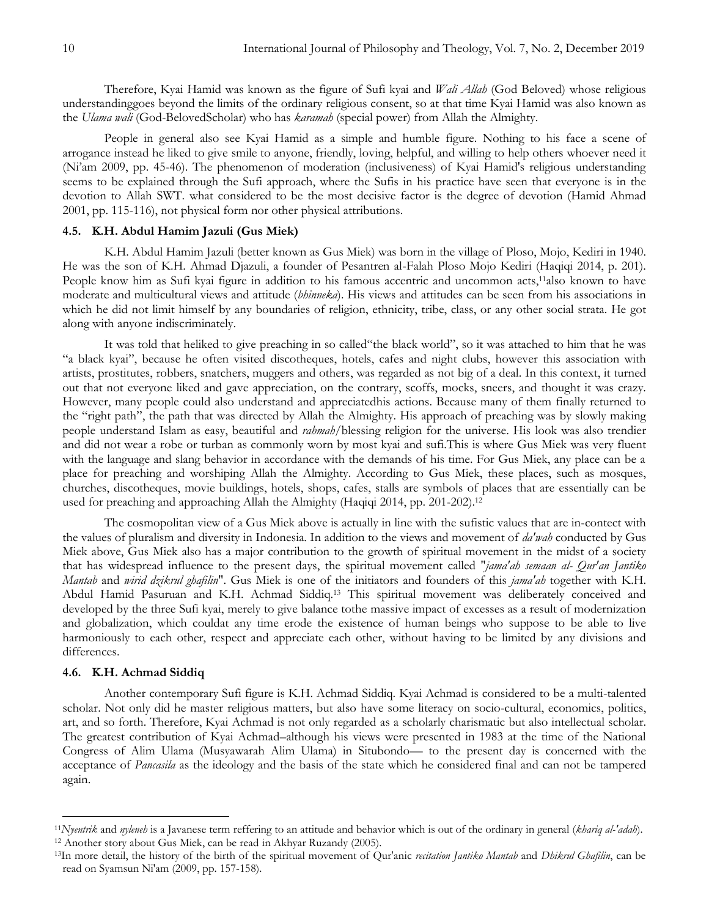Therefore, Kyai Hamid was known as the figure of Sufi kyai and *Wali Allah* (God Beloved) whose religious understandinggoes beyond the limits of the ordinary religious consent, so at that time Kyai Hamid was also known as the *Ulama wali* (God-BelovedScholar) who has *karamah* (special power) from Allah the Almighty.

People in general also see Kyai Hamid as a simple and humble figure. Nothing to his face a scene of arrogance instead he liked to give smile to anyone, friendly, loving, helpful, and willing to help others whoever need it (Ni'am 2009, pp. 45-46). The phenomenon of moderation (inclusiveness) of Kyai Hamid's religious understanding seems to be explained through the Sufi approach, where the Sufis in his practice have seen that everyone is in the devotion to Allah SWT. what considered to be the most decisive factor is the degree of devotion (Hamid Ahmad 2001, pp. 115-116), not physical form nor other physical attributions.

### 4.5. K.H. Abdul Hamim Jazuli (Gus Miek)

K.H. Abdul Hamim Jazuli (better known as Gus Miek) was born in the village of Ploso, Mojo, Kediri in 1940. He was the son of K.H. Ahmad Djazuli, a founder of Pesantren al-Falah Ploso Mojo Kediri (Haqiqi 2014, p. 201). People know him as Sufi kyai figure in addition to his famous accentric and uncommon acts,[11]also known to have moderate and multicultural views and attitude (*bhinneka*). His views and attitudes can be seen from his associations in which he did not limit himself by any boundaries of religion, ethnicity, tribe, class, or any other social strata. He got along with anyone indiscriminately.

It was told that heliked to give preaching in so called"the black world", so it was attached to him that he was "a black kyai", because he often visited discotheques, hotels, cafes and night clubs, however this association with artists, prostitutes, robbers, snatchers, muggers and others, was regarded as not big of a deal. In this context, it turned out that not everyone liked and gave appreciation, on the contrary, scoffs, mocks, sneers, and thought it was crazy. However, many people could also understand and appreciatedhis actions. Because many of them finally returned to the "right path", the path that was directed by Allah the Almighty. His approach of preaching was by slowly making people understand Islam as easy, beautiful and *rahmah*/blessing religion for the universe. His look was also trendier and did not wear a robe or turban as commonly worn by most kyai and sufi.This is where Gus Miek was very fluent with the language and slang behavior in accordance with the demands of his time. For Gus Miek, any place can be a place for preaching and worshiping Allah the Almighty. According to Gus Miek, these places, such as mosques, churches, discotheques, movie buildings, hotels, shops, cafes, stalls are symbols of places that are essentially can be used for preaching and approaching Allah the Almighty (Haqiqi 2014, pp. 201-202).[12]

The cosmopolitan view of a Gus Miek above is actually in line with the sufistic values that are in-contect with the values of pluralism and diversity in Indonesia. In addition to the views and movement of *da'wah* conducted by Gus Miek above, Gus Miek also has a major contribution to the growth of spiritual movement in the midst of a society that has widespread influence to the present days, the spiritual movement called "*jama'ah semaan al- Qur'an Jantiko Mantab* and *wirid dzikrul ghafilin*". Gus Miek is one of the initiators and founders of this *jama'ah* together with K.H. Abdul Hamid Pasuruan and K.H. Achmad Siddiq.[13] This spiritual movement was deliberately conceived and developed by the three Sufi kyai, merely to give balance tothe massive impact of excesses as a result of modernization and globalization, which couldat any time erode the existence of human beings who suppose to be able to live harmoniously to each other, respect and appreciate each other, without having to be limited by any divisions and differences.

### 4.6. K.H. Achmad Siddiq

Another contemporary Sufi figure is K.H. Achmad Siddiq. Kyai Achmad is considered to be a multi-talented scholar. Not only did he master religious matters, but also have some literacy on socio-cultural, economics, politics, art, and so forth. Therefore, Kyai Achmad is not only regarded as a scholarly charismatic but also intellectual scholar. The greatest contribution of Kyai Achmad–although his views were presented in 1983 at the time of the National Congress of Alim Ulama (Musyawarah Alim Ulama) in Situbondo— to the present day is concerned with the acceptance of *Pancasila* as the ideology and the basis of the state which he considered final and can not be tampered again.

---

[11]*Nyentrik* and *nyleneh* is a Javanese term reffering to an attitude and behavior which is out of the ordinary in general (*khariq al-'adah*).

[12] Another story about Gus Miek, can be read in Akhyar Ruzandy (2005).

[13]In more detail, the history of the birth of the spiritual movement of Qur'anic *recitation Jantiko Mantab* and *Dhikrul Ghafilin*, can be read on Syamsun Ni'am (2009, pp. 157-158).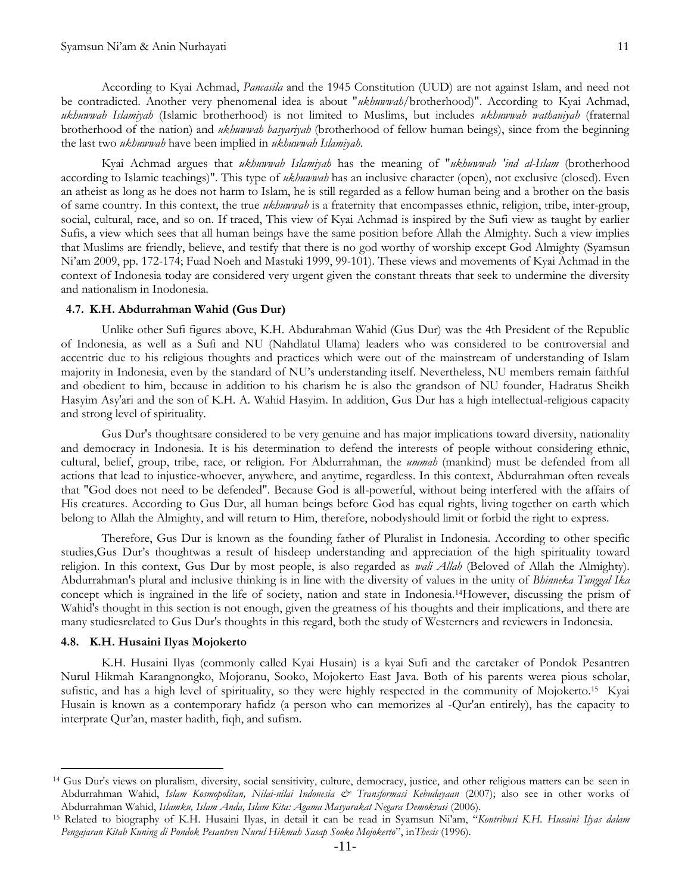According to Kyai Achmad, *Pancasila* and the 1945 Constitution (UUD) are not against Islam, and need not be contradicted. Another very phenomenal idea is about "*ukhuwwah*/brotherhood)". According to Kyai Achmad, *ukhuwwah Islamiyah* (Islamic brotherhood) is not limited to Muslims, but includes *ukhuwwah wathaniyah* (fraternal brotherhood of the nation) and *ukhuwwah basyariyah* (brotherhood of fellow human beings), since from the beginning the last two *ukhuwwah* have been implied in *ukhuwwah Islamiyah*.

Kyai Achmad argues that *ukhuwwah Islamiyah* has the meaning of "*ukhuwwah 'ind al-Islam* (brotherhood according to Islamic teachings)". This type of *ukhuwwah* has an inclusive character (open), not exclusive (closed). Even an atheist as long as he does not harm to Islam, he is still regarded as a fellow human being and a brother on the basis of same country. In this context, the true *ukhuwwah* is a fraternity that encompasses ethnic, religion, tribe, inter-group, social, cultural, race, and so on. If traced, This view of Kyai Achmad is inspired by the Sufi view as taught by earlier Sufis, a view which sees that all human beings have the same position before Allah the Almighty. Such a view implies that Muslims are friendly, believe, and testify that there is no god worthy of worship except God Almighty (Syamsun Ni'am 2009, pp. 172-174; Fuad Noeh and Mastuki 1999, 99-101). These views and movements of Kyai Achmad in the context of Indonesia today are considered very urgent given the constant threats that seek to undermine the diversity and nationalism in Inodonesia.

### 4.7. K.H. Abdurrahman Wahid (Gus Dur)

Unlike other Sufi figures above, K.H. Abdurahman Wahid (Gus Dur) was the 4th President of the Republic of Indonesia, as well as a Sufi and NU (Nahdlatul Ulama) leaders who was considered to be controversial and accentric due to his religious thoughts and practices which were out of the mainstream of understanding of Islam majority in Indonesia, even by the standard of NU's understanding itself. Nevertheless, NU members remain faithful and obedient to him, because in addition to his charism he is also the grandson of NU founder, Hadratus Sheikh Hasyim Asy'ari and the son of K.H. A. Wahid Hasyim. In addition, Gus Dur has a high intellectual-religious capacity and strong level of spirituality.

Gus Dur's thoughtsare considered to be very genuine and has major implications toward diversity, nationality and democracy in Indonesia. It is his determination to defend the interests of people without considering ethnic, cultural, belief, group, tribe, race, or religion. For Abdurrahman, the *ummah* (mankind) must be defended from all actions that lead to injustice-whoever, anywhere, and anytime, regardless. In this context, Abdurrahman often reveals that "God does not need to be defended". Because God is all-powerful, without being interfered with the affairs of His creatures. According to Gus Dur, all human beings before God has equal rights, living together on earth which belong to Allah the Almighty, and will return to Him, therefore, nobodyshould limit or forbid the right to express.

Therefore, Gus Dur is known as the founding father of Pluralist in Indonesia. According to other specific studies,Gus Dur's thoughtwas a result of hisdeep understanding and appreciation of the high spirituality toward religion. In this context, Gus Dur by most people, is also regarded as *wali Allah* (Beloved of Allah the Almighty). Abdurrahman's plural and inclusive thinking is in line with the diversity of values in the unity of *Bhinneka Tunggal Ika* concept which is ingrained in the life of society, nation and state in Indonesia.[14]However, discussing the prism of Wahid's thought in this section is not enough, given the greatness of his thoughts and their implications, and there are many studiesrelated to Gus Dur's thoughts in this regard, both the study of Westerners and reviewers in Indonesia.

### 4.8. K.H. Husaini Ilyas Mojokerto

K.H. Husaini Ilyas (commonly called Kyai Husain) is a kyai Sufi and the caretaker of Pondok Pesantren Nurul Hikmah Karangnongko, Mojoranu, Sooko, Mojokerto East Java. Both of his parents werea pious scholar, sufistic, and has a high level of spirituality, so they were highly respected in the community of Mojokerto.[15] Kyai Husain is known as a contemporary hafidz (a person who can memorizes al -Qur'an entirely), has the capacity to interprate Qur'an, master hadith, fiqh, and sufism.

---

[14] Gus Dur's views on pluralism, diversity, social sensitivity, culture, democracy, justice, and other religious matters can be seen in Abdurrahman Wahid, *Islam Kosmopolitan, Nilai-nilai Indonesia & Transformasi Kebudayaan* (2007); also see in other works of Abdurrahman Wahid, *Islamku, Islam Anda, Islam Kita: Agama Masyarakat Negara Demokrasi* (2006).

[15] Related to biography of K.H. Husaini Ilyas, in detail it can be read in Syamsun Ni'am, "*Kontribusi K.H. Husaini Ilyas dalam Pengajaran Kitab Kuning di Pondok Pesantren Nurul Hikmah Sasap Sooko Mojokerto*", in*Thesis* (1996).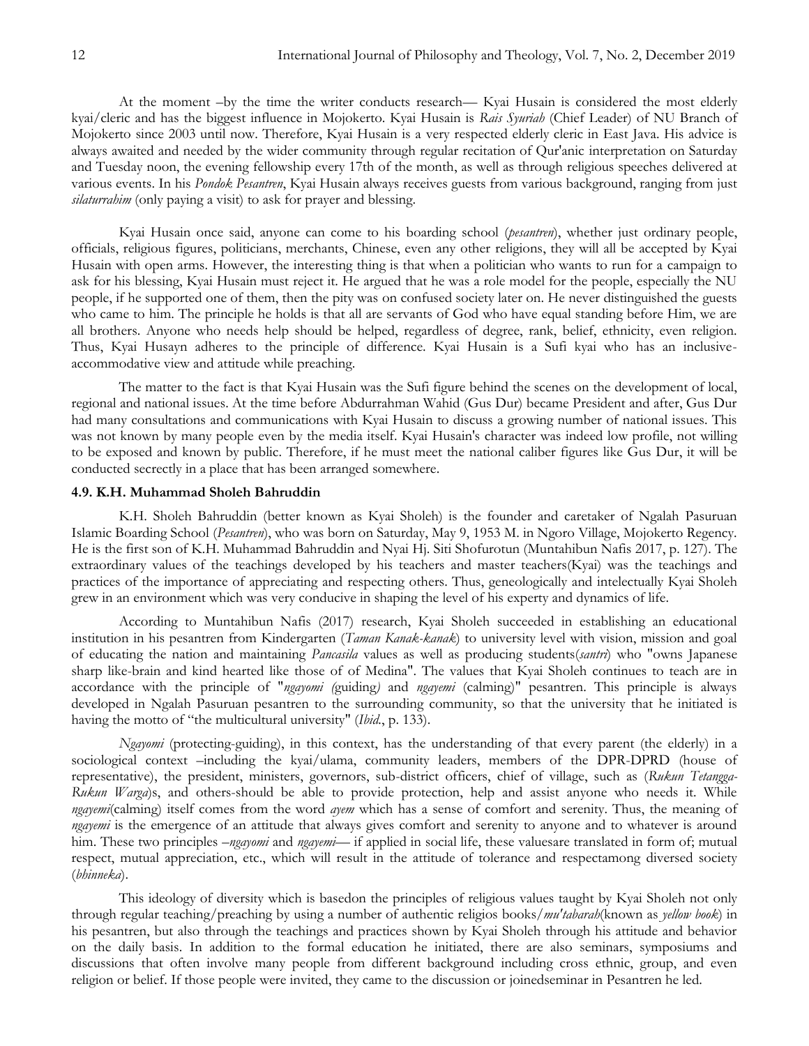At the moment –by the time the writer conducts research— Kyai Husain is considered the most elderly kyai/cleric and has the biggest influence in Mojokerto. Kyai Husain is *Rais Syuriah* (Chief Leader) of NU Branch of Mojokerto since 2003 until now. Therefore, Kyai Husain is a very respected elderly cleric in East Java. His advice is always awaited and needed by the wider community through regular recitation of Qur'anic interpretation on Saturday and Tuesday noon, the evening fellowship every 17th of the month, as well as through religious speeches delivered at various events. In his *Pondok Pesantren*, Kyai Husain always receives guests from various background, ranging from just *silaturrahim* (only paying a visit) to ask for prayer and blessing.

Kyai Husain once said, anyone can come to his boarding school (*pesantren*), whether just ordinary people, officials, religious figures, politicians, merchants, Chinese, even any other religions, they will all be accepted by Kyai Husain with open arms. However, the interesting thing is that when a politician who wants to run for a campaign to ask for his blessing, Kyai Husain must reject it. He argued that he was a role model for the people, especially the NU people, if he supported one of them, then the pity was on confused society later on. He never distinguished the guests who came to him. The principle he holds is that all are servants of God who have equal standing before Him, we are all brothers. Anyone who needs help should be helped, regardless of degree, rank, belief, ethnicity, even religion. Thus, Kyai Husayn adheres to the principle of difference. Kyai Husain is a Sufi kyai who has an inclusive-accommodative view and attitude while preaching.

The matter to the fact is that Kyai Husain was the Sufi figure behind the scenes on the development of local, regional and national issues. At the time before Abdurrahman Wahid (Gus Dur) became President and after, Gus Dur had many consultations and communications with Kyai Husain to discuss a growing number of national issues. This was not known by many people even by the media itself. Kyai Husain's character was indeed low profile, not willing to be exposed and known by public. Therefore, if he must meet the national caliber figures like Gus Dur, it will be conducted secrectly in a place that has been arranged somewhere.

### 4.9. K.H. Muhammad Sholeh Bahruddin

K.H. Sholeh Bahruddin (better known as Kyai Sholeh) is the founder and caretaker of Ngalah Pasuruan Islamic Boarding School (*Pesantren*), who was born on Saturday, May 9, 1953 M. in Ngoro Village, Mojokerto Regency. He is the first son of K.H. Muhammad Bahruddin and Nyai Hj. Siti Shofurotun (Muntahibun Nafis 2017, p. 127). The extraordinary values of the teachings developed by his teachers and master teachers(Kyai) was the teachings and practices of the importance of appreciating and respecting others. Thus, geneologically and intelectually Kyai Sholeh grew in an environment which was very conducive in shaping the level of his experty and dynamics of life.

According to Muntahibun Nafis (2017) research, Kyai Sholeh succeeded in establishing an educational institution in his pesantren from Kindergarten (*Taman Kanak-kanak*) to university level with vision, mission and goal of educating the nation and maintaining *Pancasila* values as well as producing students(*santri*) who "owns Japanese sharp like-brain and kind hearted like those of of Medina". The values that Kyai Sholeh continues to teach are in accordance with the principle of "*ngayomi (*guiding*)* and *ngayemi* (calming)" pesantren. This principle is always developed in Ngalah Pasuruan pesantren to the surrounding community, so that the university that he initiated is having the motto of "the multicultural university" (*Ibid.*, p. 133).

*Ngayomi* (protecting-guiding), in this context, has the understanding of that every parent (the elderly) in a sociological context –including the kyai/ulama, community leaders, members of the DPR-DPRD (house of representative), the president, ministers, governors, sub-district officers, chief of village, such as (*Rukun Tetangga-Rukun Warga*)s, and others-should be able to provide protection, help and assist anyone who needs it. While *ngayemi*(calming) itself comes from the word *ayem* which has a sense of comfort and serenity. Thus, the meaning of *ngayemi* is the emergence of an attitude that always gives comfort and serenity to anyone and to whatever is around him. These two principles –*ngayomi* and *ngayemi*— if applied in social life, these valuesare translated in form of; mutual respect, mutual appreciation, etc., which will result in the attitude of tolerance and respectamong diversed society (*bhinneka*).

This ideology of diversity which is basedon the principles of religious values taught by Kyai Sholeh not only through regular teaching/preaching by using a number of authentic religios books/*mu'tabarah*(known as *yellow book*) in his pesantren, but also through the teachings and practices shown by Kyai Sholeh through his attitude and behavior on the daily basis. In addition to the formal education he initiated, there are also seminars, symposiums and discussions that often involve many people from different background including cross ethnic, group, and even religion or belief. If those people were invited, they came to the discussion or joinedseminar in Pesantren he led.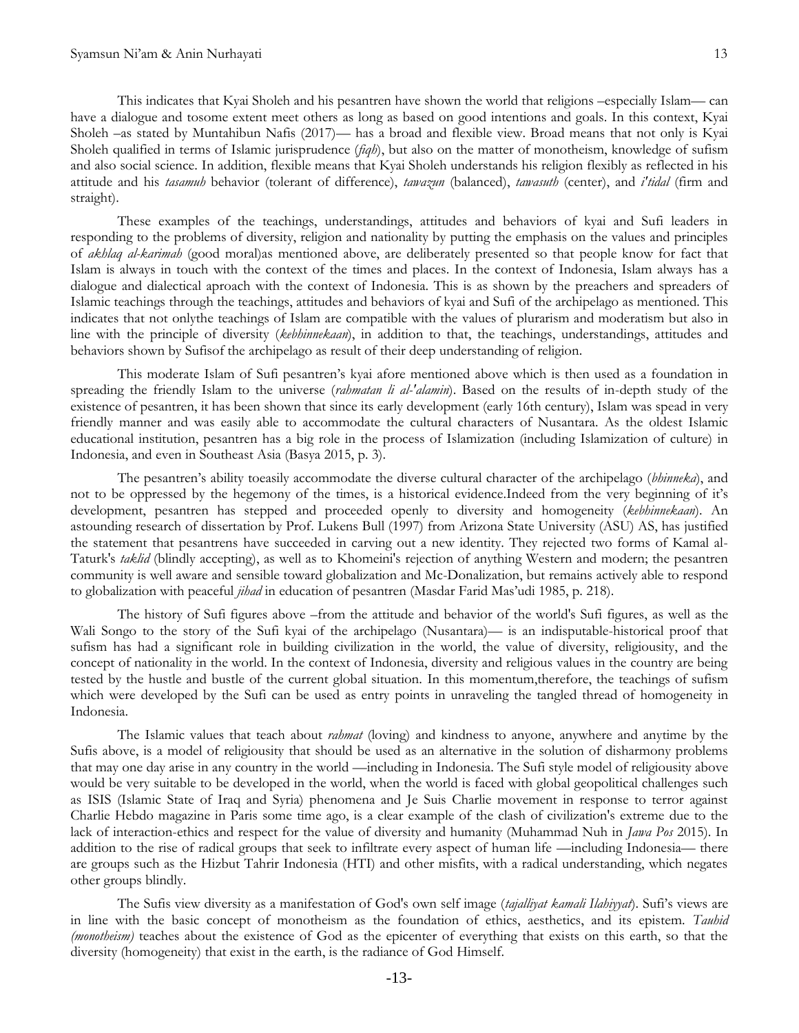This indicates that Kyai Sholeh and his pesantren have shown the world that religions –especially Islam–– can have a dialogue and tosome extent meet others as long as based on good intentions and goals. In this context, Kyai Sholeh –as stated by Muntahibun Nafis (2017)–– has a broad and flexible view. Broad means that not only is Kyai Sholeh qualified in terms of Islamic jurisprudence (*fiqh*), but also on the matter of monotheism, knowledge of sufism and also social science. In addition, flexible means that Kyai Sholeh understands his religion flexibly as reflected in his attitude and his *tasamuh* behavior (tolerant of difference), *tawazun* (balanced), *tawasuth* (center), and *i'tidal* (firm and straight).

These examples of the teachings, understandings, attitudes and behaviors of kyai and Sufi leaders in responding to the problems of diversity, religion and nationality by putting the emphasis on the values and principles of *akhlaq al-karimah* (good moral)as mentioned above, are deliberately presented so that people know for fact that Islam is always in touch with the context of the times and places. In the context of Indonesia, Islam always has a dialogue and dialectical aproach with the context of Indonesia. This is as shown by the preachers and spreaders of Islamic teachings through the teachings, attitudes and behaviors of kyai and Sufi of the archipelago as mentioned. This indicates that not onlythe teachings of Islam are compatible with the values of plurarism and moderatism but also in line with the principle of diversity (*kebhinnekaan*), in addition to that, the teachings, understandings, attitudes and behaviors shown by Sufisof the archipelago as result of their deep understanding of religion.

This moderate Islam of Sufi pesantren's kyai afore mentioned above which is then used as a foundation in spreading the friendly Islam to the universe (*rahmatan li al-'alamin*). Based on the results of in-depth study of the existence of pesantren, it has been shown that since its early development (early 16th century), Islam was spead in very friendly manner and was easily able to accommodate the cultural characters of Nusantara. As the oldest Islamic educational institution, pesantren has a big role in the process of Islamization (including Islamization of culture) in Indonesia, and even in Southeast Asia (Basya 2015, p. 3).

The pesantren's ability toeasily accommodate the diverse cultural character of the archipelago (*bhinneka*), and not to be oppressed by the hegemony of the times, is a historical evidence.Indeed from the very beginning of it's development, pesantren has stepped and proceeded openly to diversity and homogeneity (*kebhinnekaan*). An astounding research of dissertation by Prof. Lukens Bull (1997) from Arizona State University (ASU) AS, has justified the statement that pesantrens have succeeded in carving out a new identity. They rejected two forms of Kamal al-Taturk's *taklid* (blindly accepting), as well as to Khomeini's rejection of anything Western and modern; the pesantren community is well aware and sensible toward globalization and Mc-Donalization, but remains actively able to respond to globalization with peaceful *jihad* in education of pesantren (Masdar Farid Mas'udi 1985, p. 218).

The history of Sufi figures above –from the attitude and behavior of the world's Sufi figures, as well as the Wali Songo to the story of the Sufi kyai of the archipelago (Nusantara)–– is an indisputable-historical proof that sufism has had a significant role in building civilization in the world, the value of diversity, religiousity, and the concept of nationality in the world. In the context of global Indonesia, diversity and religious values in the country are being tested by the hustle and bustle of the current global situation. In this momentum,therefore, the teachings of sufism which were developed by the Sufi can be used as entry points in unraveling the tangled thread of homogeneity in Indonesia.

The Islamic values that teach about *rahmat* (loving) and kindness to anyone, anywhere and anytime by the Sufis above, is a model of religiousity that should be used as an alternative in the solution of disharmony problems that may one day arise in any country in the world ––including in Indonesia. The Sufi style model of religiousity above would be very suitable to be developed in the world, when the world is faced with global geopolitical challenges such as ISIS (Islamic State of Iraq and Syria) phenomena and Je Suis Charlie movement in response to terror against Charlie Hebdo magazine in Paris some time ago, is a clear example of the clash of civilization's extreme due to the lack of interaction-ethics and respect for the value of diversity and humanity (Muhammad Nuh in *Jawa Pos* 2015). In addition to the rise of radical groups that seek to infiltrate every aspect of human life ––including Indonesia–– there are groups such as the Hizbut Tahrir Indonesia (HTI) and other misfits, with a radical understanding, which negates other groups blindly.

The Sufis view diversity as a manifestation of God's own self image (*tajalliyat kamali Ilahiyyat*). Sufi's views are in line with the basic concept of monotheism as the foundation of ethics, aesthetics, and its epistem. *Tauhid (monotheism)* teaches about the existence of God as the epicenter of everything that exists on this earth, so that the diversity (homogeneity) that exist in the earth, is the radiance of God Himself.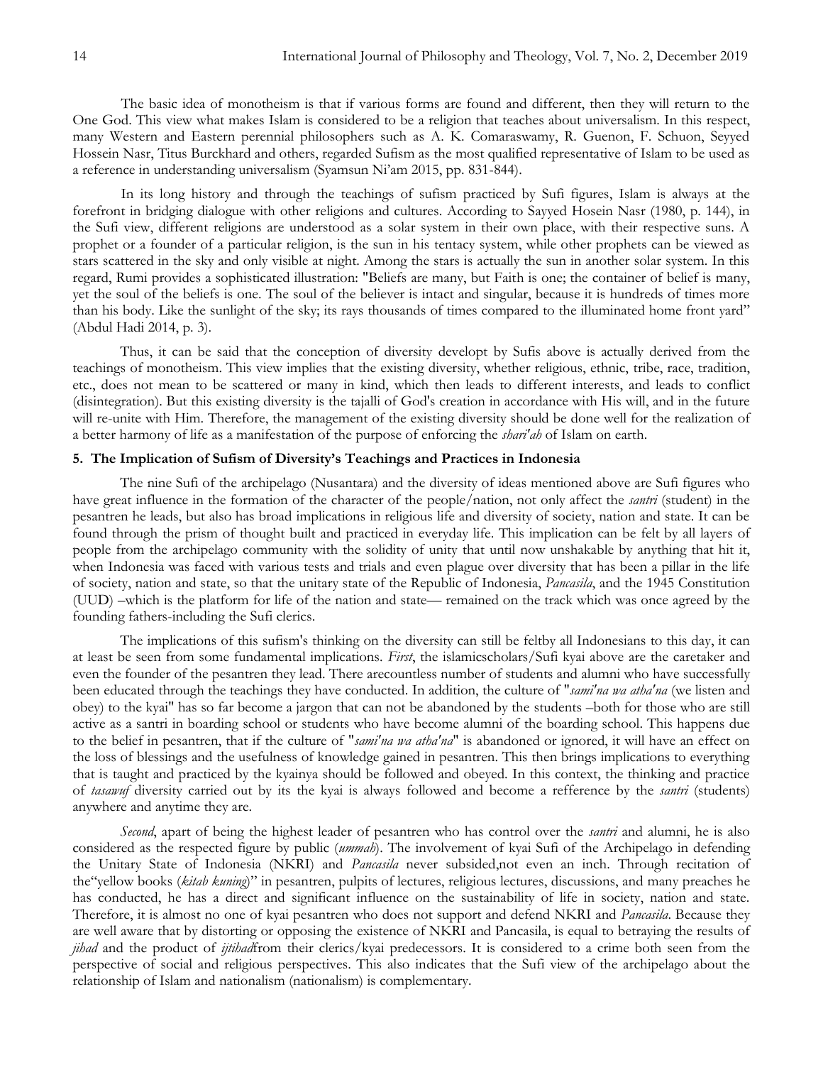The basic idea of monotheism is that if various forms are found and different, then they will return to the One God. This view what makes Islam is considered to be a religion that teaches about universalism. In this respect, many Western and Eastern perennial philosophers such as A. K. Comaraswamy, R. Guenon, F. Schuon, Seyyed Hossein Nasr, Titus Burckhard and others, regarded Sufism as the most qualified representative of Islam to be used as a reference in understanding universalism (Syamsun Ni'am 2015, pp. 831-844).

In its long history and through the teachings of sufism practiced by Sufi figures, Islam is always at the forefront in bridging dialogue with other religions and cultures. According to Sayyed Hosein Nasr (1980, p. 144), in the Sufi view, different religions are understood as a solar system in their own place, with their respective suns. A prophet or a founder of a particular religion, is the sun in his tentacy system, while other prophets can be viewed as stars scattered in the sky and only visible at night. Among the stars is actually the sun in another solar system. In this regard, Rumi provides a sophisticated illustration: "Beliefs are many, but Faith is one; the container of belief is many, yet the soul of the beliefs is one. The soul of the believer is intact and singular, because it is hundreds of times more than his body. Like the sunlight of the sky; its rays thousands of times compared to the illuminated home front yard" (Abdul Hadi 2014, p. 3).

Thus, it can be said that the conception of diversity developt by Sufis above is actually derived from the teachings of monotheism. This view implies that the existing diversity, whether religious, ethnic, tribe, race, tradition, etc., does not mean to be scattered or many in kind, which then leads to different interests, and leads to conflict (disintegration). But this existing diversity is the tajalli of God's creation in accordance with His will, and in the future will re-unite with Him. Therefore, the management of the existing diversity should be done well for the realization of a better harmony of life as a manifestation of the purpose of enforcing the *shari'ah* of Islam on earth.

## 5. The Implication of Sufism of Diversity's Teachings and Practices in Indonesia

The nine Sufi of the archipelago (Nusantara) and the diversity of ideas mentioned above are Sufi figures who have great influence in the formation of the character of the people/nation, not only affect the *santri* (student) in the pesantren he leads, but also has broad implications in religious life and diversity of society, nation and state. It can be found through the prism of thought built and practiced in everyday life. This implication can be felt by all layers of people from the archipelago community with the solidity of unity that until now unshakable by anything that hit it, when Indonesia was faced with various tests and trials and even plague over diversity that has been a pillar in the life of society, nation and state, so that the unitary state of the Republic of Indonesia, *Pancasila*, and the 1945 Constitution (UUD) –which is the platform for life of the nation and state— remained on the track which was once agreed by the founding fathers-including the Sufi clerics.

The implications of this sufism's thinking on the diversity can still be feltby all Indonesians to this day, it can at least be seen from some fundamental implications. *First*, the islamicscholars/Sufi kyai above are the caretaker and even the founder of the pesantren they lead. There arecountless number of students and alumni who have successfully been educated through the teachings they have conducted. In addition, the culture of "*sami'na wa atha'na* (we listen and obey) to the kyai" has so far become a jargon that can not be abandoned by the students –both for those who are still active as a santri in boarding school or students who have become alumni of the boarding school. This happens due to the belief in pesantren, that if the culture of "*sami'na wa atha'na*" is abandoned or ignored, it will have an effect on the loss of blessings and the usefulness of knowledge gained in pesantren. This then brings implications to everything that is taught and practiced by the kyainya should be followed and obeyed. In this context, the thinking and practice of *tasawuf* diversity carried out by its the kyai is always followed and become a refference by the *santri* (students) anywhere and anytime they are.

*Second*, apart of being the highest leader of pesantren who has control over the *santri* and alumni, he is also considered as the respected figure by public (*ummah*). The involvement of kyai Sufi of the Archipelago in defending the Unitary State of Indonesia (NKRI) and *Pancasila* never subsided,not even an inch. Through recitation of the"yellow books (*kitab kuning*)" in pesantren, pulpits of lectures, religious lectures, discussions, and many preaches he has conducted, he has a direct and significant influence on the sustainability of life in society, nation and state. Therefore, it is almost no one of kyai pesantren who does not support and defend NKRI and *Pancasila*. Because they are well aware that by distorting or opposing the existence of NKRI and Pancasila, is equal to betraying the results of *jihad* and the product of *ijtihad*from their clerics/kyai predecessors. It is considered to a crime both seen from the perspective of social and religious perspectives. This also indicates that the Sufi view of the archipelago about the relationship of Islam and nationalism (nationalism) is complementary.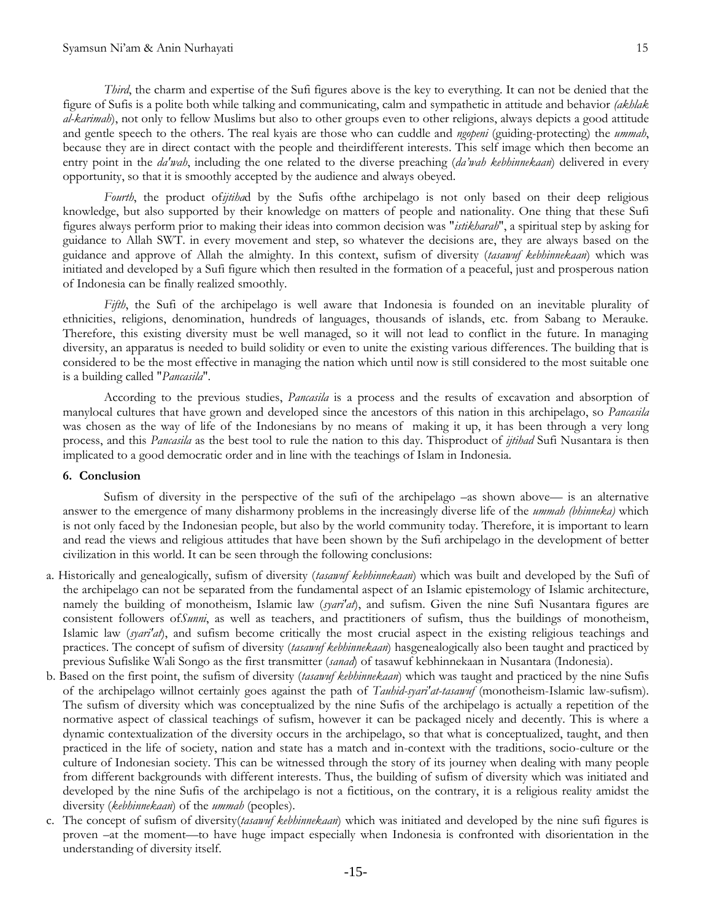*Third*, the charm and expertise of the Sufi figures above is the key to everything. It can not be denied that the figure of Sufis is a polite both while talking and communicating, calm and sympathetic in attitude and behavior *(akhlak al-karimah*), not only to fellow Muslims but also to other groups even to other religions, always depicts a good attitude and gentle speech to the others. The real kyais are those who can cuddle and *ngopeni* (guiding-protecting) the *ummah*, because they are in direct contact with the people and theirdifferent interests. This self image which then become an entry point in the *da'wah*, including the one related to the diverse preaching (*da'wah kebhinnekaan*) delivered in every opportunity, so that it is smoothly accepted by the audience and always obeyed.

*Fourth*, the product of*ijtiha*d by the Sufis ofthe archipelago is not only based on their deep religious knowledge, but also supported by their knowledge on matters of people and nationality. One thing that these Sufi figures always perform prior to making their ideas into common decision was "*istikharah*", a spiritual step by asking for guidance to Allah SWT. in every movement and step, so whatever the decisions are, they are always based on the guidance and approve of Allah the almighty. In this context, sufism of diversity (*tasawuf kebhinnekaan*) which was initiated and developed by a Sufi figure which then resulted in the formation of a peaceful, just and prosperous nation of Indonesia can be finally realized smoothly.

*Fifth*, the Sufi of the archipelago is well aware that Indonesia is founded on an inevitable plurality of ethnicities, religions, denomination, hundreds of languages, thousands of islands, etc. from Sabang to Merauke. Therefore, this existing diversity must be well managed, so it will not lead to conflict in the future. In managing diversity, an apparatus is needed to build solidity or even to unite the existing various differences. The building that is considered to be the most effective in managing the nation which until now is still considered to the most suitable one is a building called "*Pancasila*".

According to the previous studies, *Pancasila* is a process and the results of excavation and absorption of manylocal cultures that have grown and developed since the ancestors of this nation in this archipelago, so *Pancasila* was chosen as the way of life of the Indonesians by no means of making it up, it has been through a very long process, and this *Pancasila* as the best tool to rule the nation to this day. Thisproduct of *ijtihad* Sufi Nusantara is then implicated to a good democratic order and in line with the teachings of Islam in Indonesia.

**6. Conclusion**

Sufism of diversity in the perspective of the sufi of the archipelago –as shown above— is an alternative answer to the emergence of many disharmony problems in the increasingly diverse life of the *ummah (bhinneka)* which is not only faced by the Indonesian people, but also by the world community today. Therefore, it is important to learn and read the views and religious attitudes that have been shown by the Sufi archipelago in the development of better civilization in this world. It can be seen through the following conclusions:

a. Historically and genealogically, sufism of diversity (*tasawuf kebhinnekaan*) which was built and developed by the Sufi of the archipelago can not be separated from the fundamental aspect of an Islamic epistemology of Islamic architecture, namely the building of monotheism, Islamic law (*syari'at*), and sufism. Given the nine Sufi Nusantara figures are consistent followers of*Sunni*, as well as teachers, and practitioners of sufism, thus the buildings of monotheism, Islamic law (*syari'at*), and sufism become critically the most crucial aspect in the existing religious teachings and practices. The concept of sufism of diversity (*tasawuf kebhinnekaan*) hasgenealogically also been taught and practiced by previous Sufislike Wali Songo as the first transmitter (*sanad*) of tasawuf kebhinnekaan in Nusantara (Indonesia).
b. Based on the first point, the sufism of diversity (*tasawuf kebhinnekaan*) which was taught and practiced by the nine Sufis of the archipelago willnot certainly goes against the path of *Tauhid-syari'at-tasawuf* (monotheism-Islamic law-sufism). The sufism of diversity which was conceptualized by the nine Sufis of the archipelago is actually a repetition of the normative aspect of classical teachings of sufism, however it can be packaged nicely and decently. This is where a dynamic contextualization of the diversity occurs in the archipelago, so that what is conceptualized, taught, and then practiced in the life of society, nation and state has a match and in-context with the traditions, socio-culture or the culture of Indonesian society. This can be witnessed through the story of its journey when dealing with many people from different backgrounds with different interests. Thus, the building of sufism of diversity which was initiated and developed by the nine Sufis of the archipelago is not a fictitious, on the contrary, it is a religious reality amidst the diversity (*kebhinnekaan*) of the *ummah* (peoples).
c. The concept of sufism of diversity(*tasawuf kebhinnekaan*) which was initiated and developed by the nine sufi figures is proven –at the moment—to have huge impact especially when Indonesia is confronted with disorientation in the understanding of diversity itself.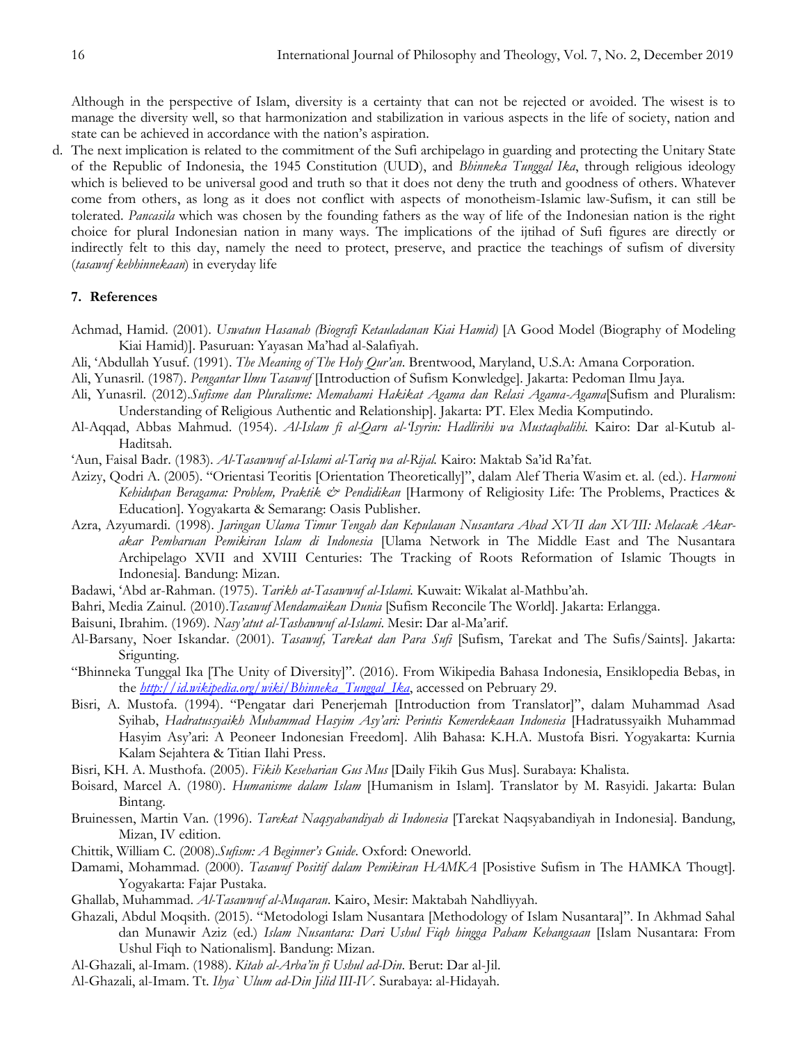Although in the perspective of Islam, diversity is a certainty that can not be rejected or avoided. The wisest is to manage the diversity well, so that harmonization and stabilization in various aspects in the life of society, nation and state can be achieved in accordance with the nation's aspiration.

d. The next implication is related to the commitment of the Sufi archipelago in guarding and protecting the Unitary State of the Republic of Indonesia, the 1945 Constitution (UUD), and *Bhinneka Tunggal Ika*, through religious ideology which is believed to be universal good and truth so that it does not deny the truth and goodness of others. Whatever come from others, as long as it does not conflict with aspects of monotheism-Islamic law-Sufism, it can still be tolerated. *Pancasila* which was chosen by the founding fathers as the way of life of the Indonesian nation is the right choice for plural Indonesian nation in many ways. The implications of the ijtihad of Sufi figures are directly or indirectly felt to this day, namely the need to protect, preserve, and practice the teachings of sufism of diversity (*tasawuf kebhinnekaan*) in everyday life

## 7. References

Achmad, Hamid. (2001). *Uswatun Hasanah (Biografi Ketauladanan Kiai Hamid)* [A Good Model (Biography of Modeling Kiai Hamid)]. Pasuruan: Yayasan Ma'had al-Salafiyah.

Ali, 'Abdullah Yusuf. (1991). *The Meaning of The Holy Qur'an*. Brentwood, Maryland, U.S.A: Amana Corporation.

Ali, Yunasril. (1987). *Pengantar Ilmu Tasawuf* [Introduction of Sufism Konwledge]. Jakarta: Pedoman Ilmu Jaya.

Ali, Yunasril. (2012).*Sufisme dan Pluralisme: Memahami Hakikat Agama dan Relasi Agama-Agama*[Sufism and Pluralism: Understanding of Religious Authentic and Relationship]. Jakarta: PT. Elex Media Komputindo.

Al-Aqqad, Abbas Mahmud. (1954). *Al-Islam fi al-Qarn al-'Isyrin: Hadlirihi wa Mustaqbalihi*. Kairo: Dar al-Kutub al-Haditsah.

'Aun, Faisal Badr. (1983). *Al-Tasawwuf al-Islami al-Tariq wa al-Rijal*. Kairo: Maktab Sa'id Ra'fat.

Azizy, Qodri A. (2005). "Orientasi Teoritis [Orientation Theoretically]", dalam Alef Theria Wasim et. al. (ed.). *Harmoni Kehidupan Beragama: Problem, Praktik & Pendidikan* [Harmony of Religiosity Life: The Problems, Practices & Education]. Yogyakarta & Semarang: Oasis Publisher.

Azra, Azyumardi. (1998). *Jaringan Ulama Timur Tengah dan Kepulauan Nusantara Abad XVII dan XVIII: Melacak Akar-akar Pembaruan Pemikiran Islam di Indonesia* [Ulama Network in The Middle East and The Nusantara Archipelago XVII and XVIII Centuries: The Tracking of Roots Reformation of Islamic Thougts in Indonesia]. Bandung: Mizan.

Badawi, 'Abd ar-Rahman. (1975). *Tarikh at-Tasawwuf al-Islami*. Kuwait: Wikalat al-Mathbu'ah.

Bahri, Media Zainul. (2010).*Tasawuf Mendamaikan Dunia* [Sufism Reconcile The World]. Jakarta: Erlangga.

Baisuni, Ibrahim. (1969). *Nasy'atut al-Tashawwuf al-Islami*. Mesir: Dar al-Ma'arif.

Al-Barsany, Noer Iskandar. (2001). *Tasawuf, Tarekat dan Para Sufi* [Sufism, Tarekat and The Sufis/Saints]. Jakarta: Srigunting.

"Bhinneka Tunggal Ika [The Unity of Diversity]". (2016). From Wikipedia Bahasa Indonesia, Ensiklopedia Bebas, in the *http://id.wikipedia.org/wiki/Bhinneka_Tunggal_Ika*, accessed on Pebruary 29.

Bisri, A. Mustofa. (1994). "Pengatar dari Penerjemah [Introduction from Translator]", dalam Muhammad Asad Syihab, *Hadratussyaikh Muhammad Hasyim Asy'ari: Perintis Kemerdekaan Indonesia* [Hadratussyaikh Muhammad Hasyim Asy'ari: A Peoneer Indonesian Freedom]. Alih Bahasa: K.H.A. Mustofa Bisri. Yogyakarta: Kurnia Kalam Sejahtera & Titian Ilahi Press.

Bisri, KH. A. Musthofa. (2005). *Fikih Keseharian Gus Mus* [Daily Fikih Gus Mus]. Surabaya: Khalista.

Boisard, Marcel A. (1980). *Humanisme dalam Islam* [Humanism in Islam]. Translator by M. Rasyidi. Jakarta: Bulan Bintang.

Bruinessen, Martin Van. (1996). *Tarekat Naqsyabandiyah di Indonesia* [Tarekat Naqsyabandiyah in Indonesia]. Bandung, Mizan, IV edition.

Chittik, William C. (2008).*Sufism: A Beginner's Guide*. Oxford: Oneworld.

Damami, Mohammad. (2000). *Tasawuf Positif dalam Pemikiran HAMKA* [Posistive Sufism in The HAMKA Thougt]. Yogyakarta: Fajar Pustaka.

Ghallab, Muhammad. *Al-Tasawwuf al-Muqaran*. Kairo, Mesir: Maktabah Nahdliyyah.

Ghazali, Abdul Moqsith. (2015). "Metodologi Islam Nusantara [Methodology of Islam Nusantara]". In Akhmad Sahal dan Munawir Aziz (ed.) *Islam Nusantara: Dari Ushul Fiqh hingga Paham Kebangsaan* [Islam Nusantara: From Ushul Fiqh to Nationalism]. Bandung: Mizan.

Al-Ghazali, al-Imam. (1988). *Kitab al-Arba'in fi Ushul ad-Din*. Berut: Dar al-Jil.

Al-Ghazali, al-Imam. Tt. *Ihya` Ulum ad-Din Jilid III-IV*. Surabaya: al-Hidayah.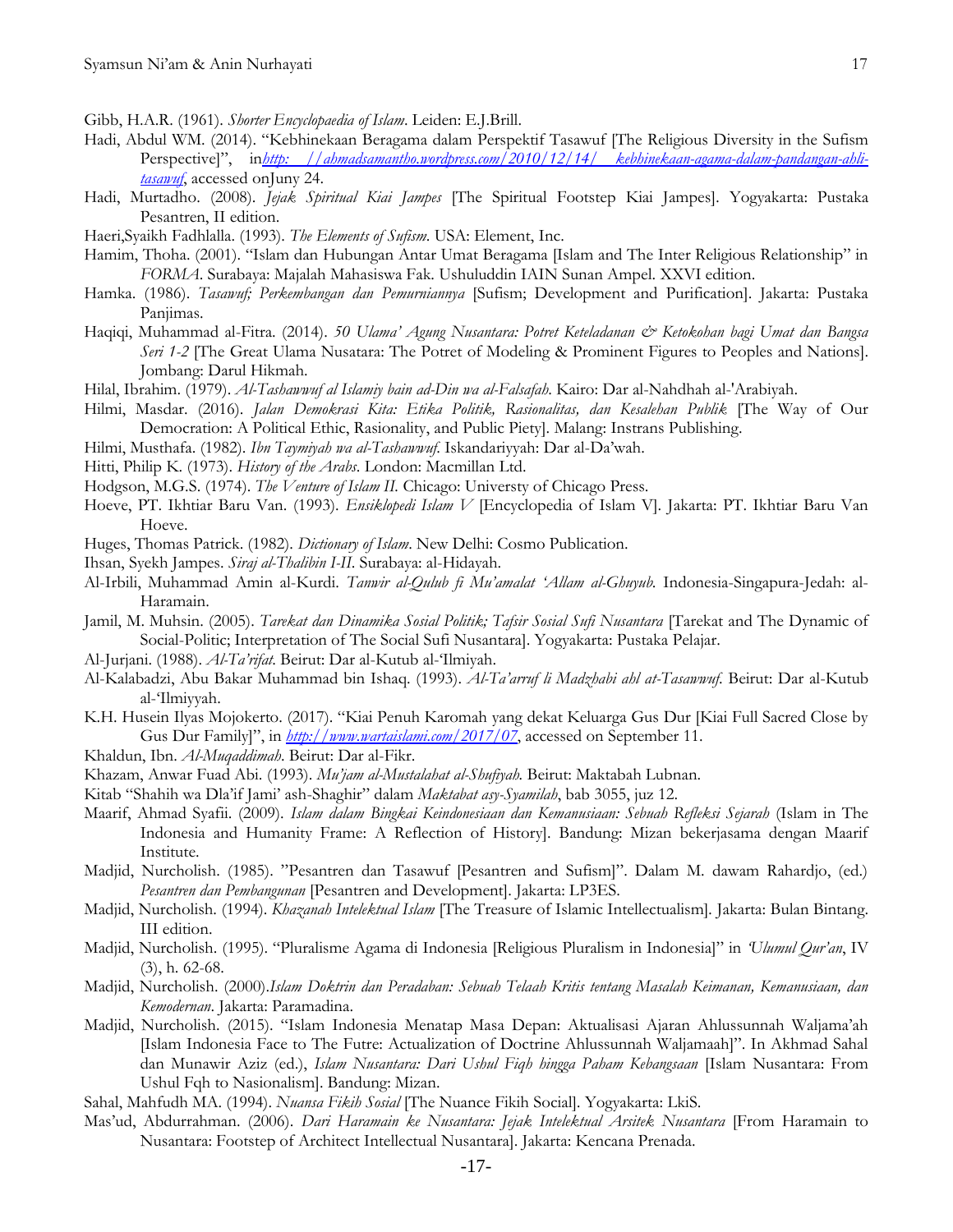Gibb, H.A.R. (1961). *Shorter Encyclopaedia of Islam*. Leiden: E.J.Brill.

Hadi, Abdul WM. (2014). "Kebhinekaan Beragama dalam Perspektif Tasawuf [The Religious Diversity in the Sufism Perspective]", in*http: //ahmadsamantho.wordpress.com/2010/12/14/ kebhinekaan-agama-dalam-pandangan-ahli-tasawuf*, accessed onJuny 24.

Hadi, Murtadho. (2008). *Jejak Spiritual Kiai Jampes* [The Spiritual Footstep Kiai Jampes]. Yogyakarta: Pustaka Pesantren, II edition.

Haeri,Syaikh Fadhlalla. (1993). *The Elements of Sufism*. USA: Element, Inc.

Hamim, Thoha. (2001). "Islam dan Hubungan Antar Umat Beragama [Islam and The Inter Religious Relationship" in *FORMA*. Surabaya: Majalah Mahasiswa Fak. Ushuluddin IAIN Sunan Ampel. XXVI edition.

Hamka. (1986). *Tasawuf; Perkembangan dan Pemurniannya* [Sufism; Development and Purification]. Jakarta: Pustaka Panjimas.

Haqiqi, Muhammad al-Fitra. (2014). *50 Ulama' Agung Nusantara: Potret Keteladanan & Ketokohan bagi Umat dan Bangsa Seri 1-2* [The Great Ulama Nusatara: The Potret of Modeling & Prominent Figures to Peoples and Nations]. Jombang: Darul Hikmah.

Hilal, Ibrahim. (1979). *Al-Tashawwuf al Islamiy bain ad-Din wa al-Falsafah*. Kairo: Dar al-Nahdhah al-'Arabiyah.

Hilmi, Masdar. (2016). *Jalan Demokrasi Kita: Etika Politik, Rasionalitas, dan Kesalehan Publik* [The Way of Our Democration: A Political Ethic, Rasionality, and Public Piety]. Malang: Instrans Publishing.

Hilmi, Musthafa. (1982). *Ibn Taymiyah wa al-Tashawwuf*. Iskandariyyah: Dar al-Da'wah.

Hitti, Philip K. (1973). *History of the Arabs*. London: Macmillan Ltd.

Hodgson, M.G.S. (1974). *The Venture of Islam II*. Chicago: Universty of Chicago Press.

Hoeve, PT. Ikhtiar Baru Van. (1993). *Ensiklopedi Islam V* [Encyclopedia of Islam V]. Jakarta: PT. Ikhtiar Baru Van Hoeve.

Huges, Thomas Patrick. (1982). *Dictionary of Islam*. New Delhi: Cosmo Publication.

Ihsan, Syekh Jampes. *Siraj al-Thalibin I-II*. Surabaya: al-Hidayah.

Al-Irbili, Muhammad Amin al-Kurdi. *Tanwir al-Qulub fi Mu'amalat 'Allam al-Ghuyub*. Indonesia-Singapura-Jedah: al-Haramain.

Jamil, M. Muhsin. (2005). *Tarekat dan Dinamika Sosial Politik; Tafsir Sosial Sufi Nusantara* [Tarekat and The Dynamic of Social-Politic; Interpretation of The Social Sufi Nusantara]. Yogyakarta: Pustaka Pelajar.

Al-Jurjani. (1988). *Al-Ta'rifat*. Beirut: Dar al-Kutub al-'Ilmiyah.

Al-Kalabadzi, Abu Bakar Muhammad bin Ishaq. (1993). *Al-Ta'arruf li Madzhabi ahl at-Tasawwuf*. Beirut: Dar al-Kutub al-'Ilmiyyah.

K.H. Husein Ilyas Mojokerto. (2017). "Kiai Penuh Karomah yang dekat Keluarga Gus Dur [Kiai Full Sacred Close by Gus Dur Family]", in *http://www.wartaislami.com/2017/07*, accessed on September 11.

Khaldun, Ibn. *Al-Muqaddimah*. Beirut: Dar al-Fikr.

Khazam, Anwar Fuad Abi. (1993). *Mu'jam al-Mustalahat al-Shufiyah*. Beirut: Maktabah Lubnan.

Kitab "Shahih wa Dla'if Jami' ash-Shaghir" dalam *Maktabat asy-Syamilah*, bab 3055, juz 12.

Maarif, Ahmad Syafii. (2009). *Islam dalam Bingkai Keindonesiaan dan Kemanusiaan: Sebuah Refleksi Sejarah* (Islam in The Indonesia and Humanity Frame: A Reflection of History]. Bandung: Mizan bekerjasama dengan Maarif Institute.

Madjid, Nurcholish. (1985). "Pesantren dan Tasawuf [Pesantren and Sufism]". Dalam M. dawam Rahardjo, (ed.) *Pesantren dan Pembangunan* [Pesantren and Development]. Jakarta: LP3ES.

Madjid, Nurcholish. (1994). *Khazanah Intelektual Islam* [The Treasure of Islamic Intellectualism]. Jakarta: Bulan Bintang. III edition.

Madjid, Nurcholish. (1995). "Pluralisme Agama di Indonesia [Religious Pluralism in Indonesia]" in *'Ulumul Qur'an*, IV (3), h. 62-68.

Madjid, Nurcholish. (2000).*Islam Doktrin dan Peradaban: Sebuah Telaah Kritis tentang Masalah Keimanan, Kemanusiaan, dan Kemodernan*. Jakarta: Paramadina.

Madjid, Nurcholish. (2015). "Islam Indonesia Menatap Masa Depan: Aktualisasi Ajaran Ahlussunnah Waljama'ah [Islam Indonesia Face to The Futre: Actualization of Doctrine Ahlussunnah Waljamaah]". In Akhmad Sahal dan Munawir Aziz (ed.), *Islam Nusantara: Dari Ushul Fiqh hingga Paham Kebangsaan* [Islam Nusantara: From Ushul Fqh to Nasionalism]. Bandung: Mizan.

Sahal, Mahfudh MA. (1994). *Nuansa Fikih Sosial* [The Nuance Fikih Social]. Yogyakarta: LkiS.

Mas'ud, Abdurrahman. (2006). *Dari Haramain ke Nusantara: Jejak Intelektual Arsitek Nusantara* [From Haramain to Nusantara: Footstep of Architect Intellectual Nusantara]. Jakarta: Kencana Prenada.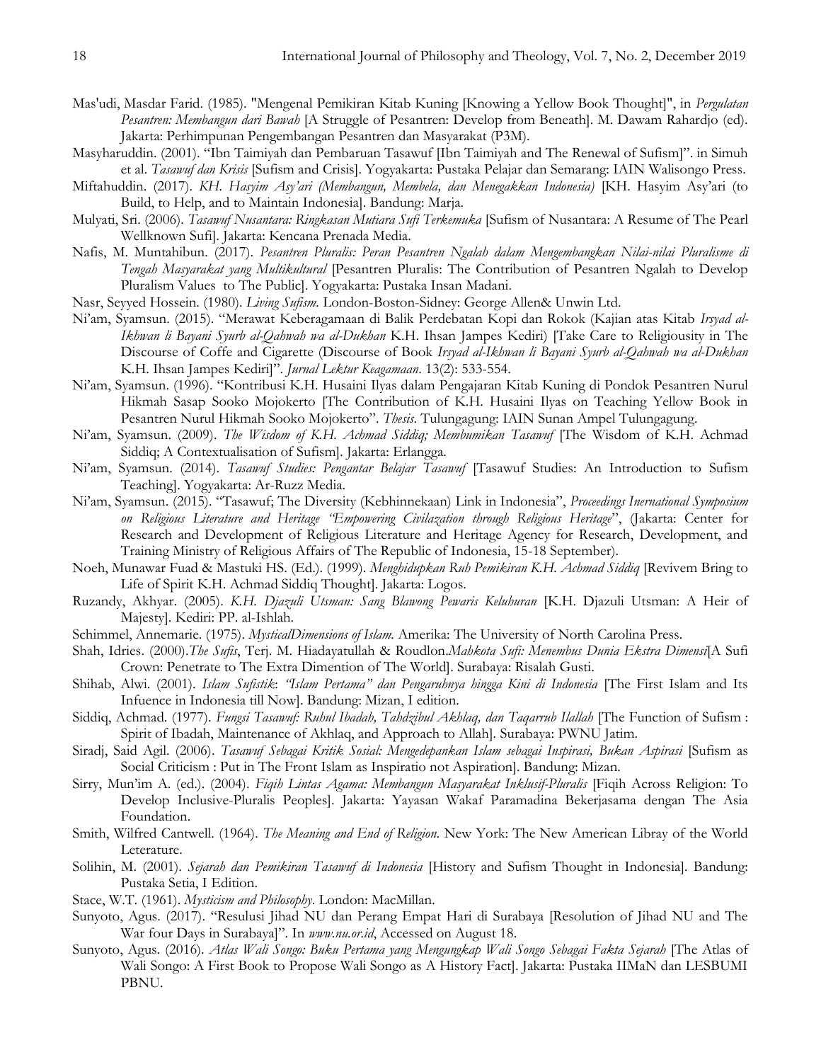Mas'udi, Masdar Farid. (1985). "Mengenal Pemikiran Kitab Kuning [Knowing a Yellow Book Thought]", in *Pergulatan Pesantren: Membangun dari Bawah* [A Struggle of Pesantren: Develop from Beneath]. M. Dawam Rahardjo (ed). Jakarta: Perhimpunan Pengembangan Pesantren dan Masyarakat (P3M).

Masyharuddin. (2001). "Ibn Taimiyah dan Pembaruan Tasawuf [Ibn Taimiyah and The Renewal of Sufism]". in Simuh et al. *Tasawuf dan Krisis* [Sufism and Crisis]. Yogyakarta: Pustaka Pelajar dan Semarang: IAIN Walisongo Press.

Miftahuddin. (2017). *KH. Hasyim Asy'ari (Membangun, Membela, dan Menegakkan Indonesia)* [KH. Hasyim Asy'ari (to Build, to Help, and to Maintain Indonesia]. Bandung: Marja.

Mulyati, Sri. (2006). *Tasawuf Nusantara: Ringkasan Mutiara Sufi Terkemuka* [Sufism of Nusantara: A Resume of The Pearl Wellknown Sufi]. Jakarta: Kencana Prenada Media.

Nafis, M. Muntahibun. (2017). *Pesantren Pluralis: Peran Pesantren Ngalah dalam Mengembangkan Nilai-nilai Pluralisme di Tengah Masyarakat yang Multikultural* [Pesantren Pluralis: The Contribution of Pesantren Ngalah to Develop Pluralism Values to The Public]. Yogyakarta: Pustaka Insan Madani.

Nasr, Seyyed Hossein. (1980). *Living Sufism.* London-Boston-Sidney: George Allen& Unwin Ltd.

Ni'am, Syamsun. (2015). "Merawat Keberagamaan di Balik Perdebatan Kopi dan Rokok (Kajian atas Kitab *Irsyad al-Ikhwan li Bayani Syurb al-Qahwah wa al-Dukhan* K.H. Ihsan Jampes Kediri) [Take Care to Religiousity in The Discourse of Coffe and Cigarette (Discourse of Book *Irsyad al-Ikhwan li Bayani Syurb al-Qahwah wa al-Dukhan* K.H. Ihsan Jampes Kediri]". *Jurnal Lektur Keagamaan*. 13(2): 533-554.

Ni'am, Syamsun. (1996). "Kontribusi K.H. Husaini Ilyas dalam Pengajaran Kitab Kuning di Pondok Pesantren Nurul Hikmah Sasap Sooko Mojokerto [The Contribution of K.H. Husaini Ilyas on Teaching Yellow Book in Pesantren Nurul Hikmah Sooko Mojokerto". *Thesis*. Tulungagung: IAIN Sunan Ampel Tulungagung.

Ni'am, Syamsun. (2009). *The Wisdom of K.H. Achmad Siddiq; Membumikan Tasawuf* [The Wisdom of K.H. Achmad Siddiq; A Contextualisation of Sufism]. Jakarta: Erlangga.

Ni'am, Syamsun. (2014). *Tasawuf Studies: Pengantar Belajar Tasawuf* [Tasawuf Studies: An Introduction to Sufism Teaching]. Yogyakarta: Ar-Ruzz Media.

Ni'am, Syamsun. (2015). "Tasawuf; The Diversity (Kebhinnekaan) Link in Indonesia", *Proceedings Inernational Symposium on Religious Literature and Heritage "Empowering Civilazation through Religious Heritage*", (Jakarta: Center for Research and Development of Religious Literature and Heritage Agency for Research, Development, and Training Ministry of Religious Affairs of The Republic of Indonesia, 15-18 September).

Noeh, Munawar Fuad & Mastuki HS. (Ed.). (1999). *Menghidupkan Ruh Pemikiran K.H. Achmad Siddiq* [Revivem Bring to Life of Spirit K.H. Achmad Siddiq Thought]. Jakarta: Logos.

Ruzandy, Akhyar. (2005). *K.H. Djazuli Utsman: Sang Blawong Pewaris Keluhuran* [K.H. Djazuli Utsman: A Heir of Majesty]. Kediri: PP. al-Ishlah.

Schimmel, Annemarie. (1975). *MysticalDimensions of Islam.* Amerika: The University of North Carolina Press.

Shah, Idries. (2000).*The Sufis*, Terj. M. Hiadayatullah & Roudlon.*Mahkota Sufi: Menembus Dunia Ekstra Dimensi*[A Sufi Crown: Penetrate to The Extra Dimention of The World]. Surabaya: Risalah Gusti.

Shihab, Alwi. (2001). *Islam Sufistik*: *"Islam Pertama" dan Pengaruhnya hingga Kini di Indonesia* [The First Islam and Its Infuence in Indonesia till Now]. Bandung: Mizan, I edition.

Siddiq, Achmad. (1977). *Fungsi Tasawuf: Ruhul Ibadah, Tahdzibul Akhlaq, dan Taqarrub Ilallah* [The Function of Sufism : Spirit of Ibadah, Maintenance of Akhlaq, and Approach to Allah]. Surabaya: PWNU Jatim.

Siradj, Said Agil. (2006). *Tasawuf Sebagai Kritik Sosial: Mengedepankan Islam sebagai Inspirasi, Bukan Aspirasi* [Sufism as Social Criticism : Put in The Front Islam as Inspiratio not Aspiration]. Bandung: Mizan.

Sirry, Mun'im A. (ed.). (2004). *Fiqih Lintas Agama: Membangun Masyarakat Inklusif-Pluralis* [Fiqih Across Religion: To Develop Inclusive-Pluralis Peoples]. Jakarta: Yayasan Wakaf Paramadina Bekerjasama dengan The Asia Foundation.

Smith, Wilfred Cantwell. (1964). *The Meaning and End of Religion.* New York: The New American Libray of the World Leterature.

Solihin, M. (2001). *Sejarah dan Pemikiran Tasawuf di Indonesia* [History and Sufism Thought in Indonesia]. Bandung: Pustaka Setia, I Edition.

Stace, W.T. (1961). *Mysticism and Philosophy*. London: MacMillan.

Sunyoto, Agus. (2017). "Resulusi Jihad NU dan Perang Empat Hari di Surabaya [Resolution of Jihad NU and The War four Days in Surabaya]". In *www.nu.or.id*, Accessed on August 18.

Sunyoto, Agus. (2016). *Atlas Wali Songo: Buku Pertama yang Mengungkap Wali Songo Sebagai Fakta Sejarah* [The Atlas of Wali Songo: A First Book to Propose Wali Songo as A History Fact]. Jakarta: Pustaka IIMaN dan LESBUMI PBNU.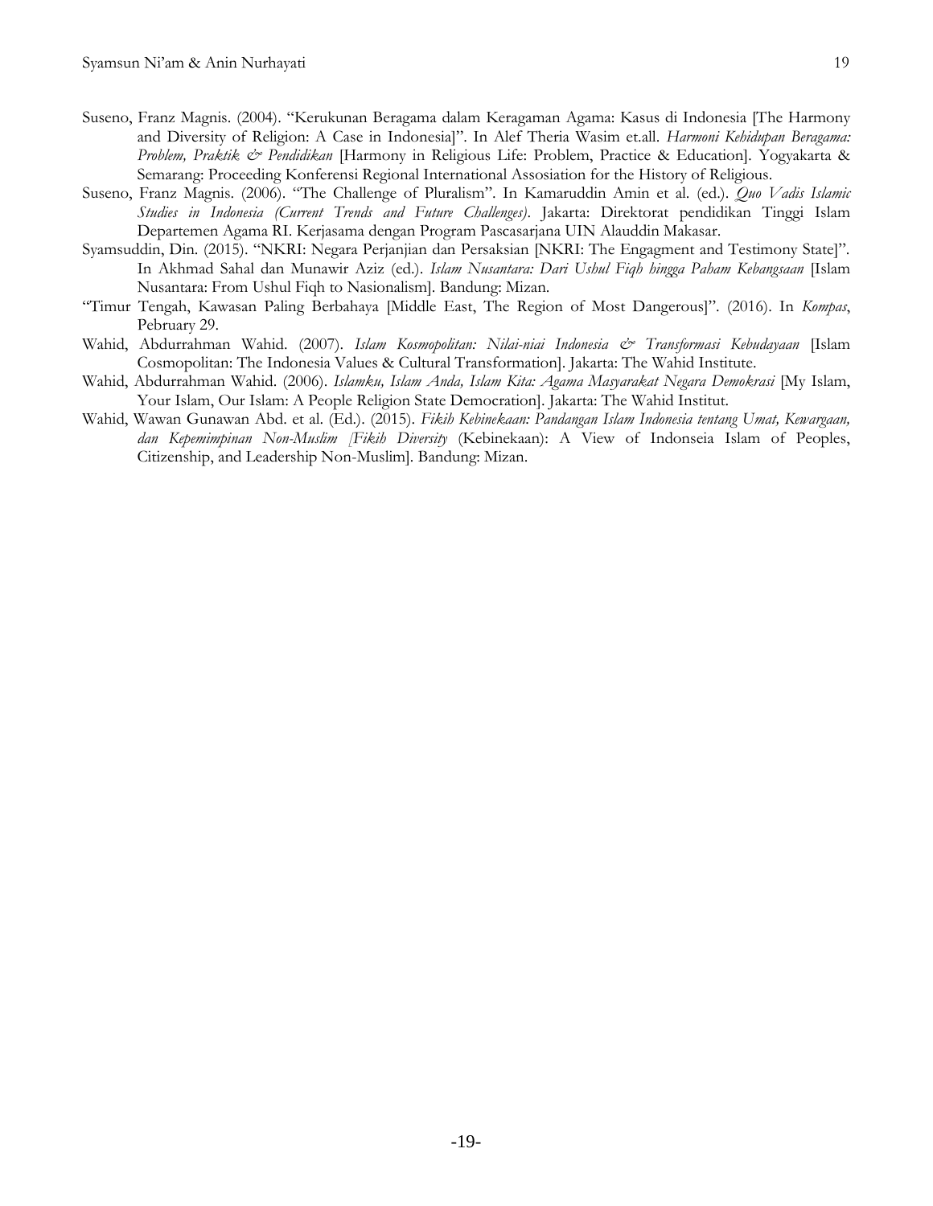Suseno, Franz Magnis. (2004). "Kerukunan Beragama dalam Keragaman Agama: Kasus di Indonesia [The Harmony and Diversity of Religion: A Case in Indonesia]". In Alef Theria Wasim et.all. *Harmoni Kehidupan Beragama: Problem, Praktik & Pendidikan* [Harmony in Religious Life: Problem, Practice & Education]. Yogyakarta & Semarang: Proceeding Konferensi Regional International Assosiation for the History of Religious.

Suseno, Franz Magnis. (2006). "The Challenge of Pluralism". In Kamaruddin Amin et al. (ed.). *Quo Vadis Islamic Studies in Indonesia (Current Trends and Future Challenges)*. Jakarta: Direktorat pendidikan Tinggi Islam Departemen Agama RI. Kerjasama dengan Program Pascasarjana UIN Alauddin Makasar.

Syamsuddin, Din. (2015). "NKRI: Negara Perjanjian dan Persaksian [NKRI: The Engagment and Testimony State]". In Akhmad Sahal dan Munawir Aziz (ed.). *Islam Nusantara: Dari Ushul Fiqh hingga Paham Kebangsaan* [Islam Nusantara: From Ushul Fiqh to Nasionalism]. Bandung: Mizan.

"Timur Tengah, Kawasan Paling Berbahaya [Middle East, The Region of Most Dangerous]". (2016). In *Kompas*, Pebruary 29.

Wahid, Abdurrahman Wahid. (2007). *Islam Kosmopolitan: Nilai-niai Indonesia & Transformasi Kebudayaan* [Islam Cosmopolitan: The Indonesia Values & Cultural Transformation]. Jakarta: The Wahid Institute.

Wahid, Abdurrahman Wahid. (2006). *Islamku, Islam Anda, Islam Kita: Agama Masyarakat Negara Demokrasi* [My Islam, Your Islam, Our Islam: A People Religion State Democration]. Jakarta: The Wahid Institut.

Wahid, Wawan Gunawan Abd. et al. (Ed.). (2015). *Fikih Kebinekaan: Pandangan Islam Indonesia tentang Umat, Kewargaan, dan Kepemimpinan Non-Muslim [Fikih Diversity* (Kebinekaan): A View of Indonseia Islam of Peoples, Citizenship, and Leadership Non-Muslim]. Bandung: Mizan.